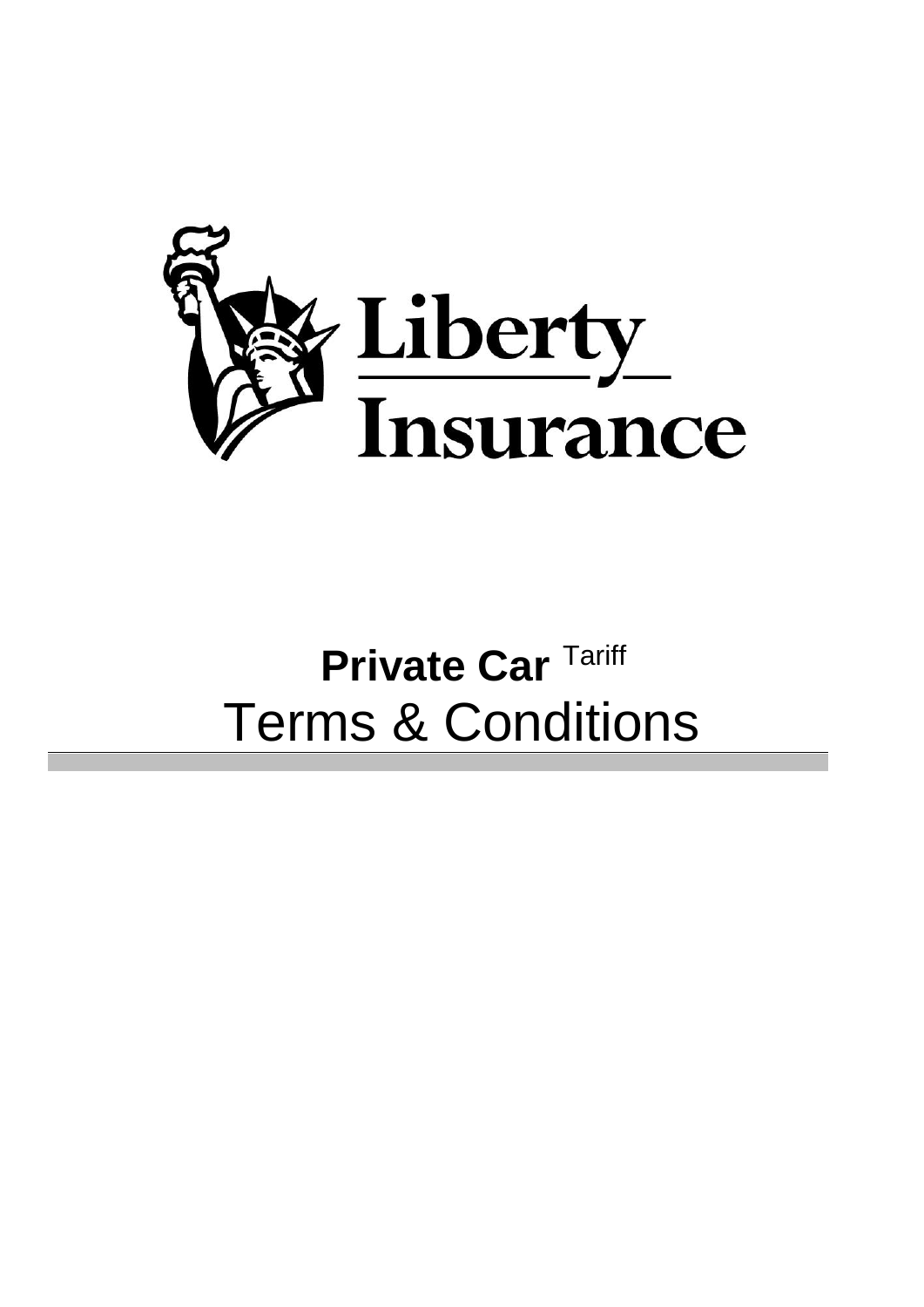Liberty Insurance

# Private Car Tariff

# Terms & Conditions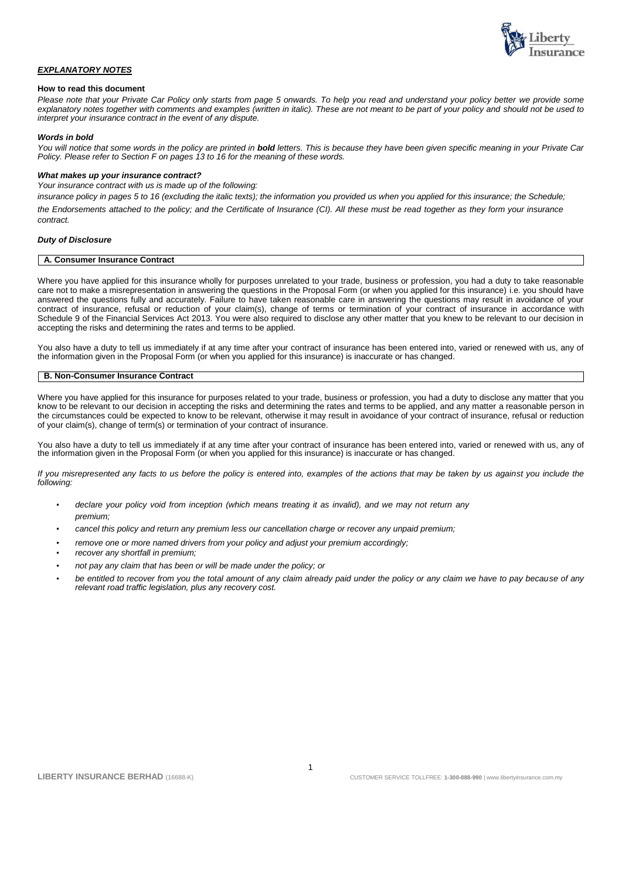## ***EXPLANATORY NOTES***

**How to read this document**

*Please note that your Private Car Policy only starts from page 5 onwards. To help you read and understand your policy better we provide some explanatory notes together with comments and examples (written in italic). These are not meant to be part of your policy and should not be used to interpret your insurance contract in the event of any dispute.*

***Words in bold***

*You will notice that some words in the policy are printed in **bold** letters. This is because they have been given specific meaning in your Private Car Policy. Please refer to Section F on pages 13 to 16 for the meaning of these words.*

***What makes up your insurance contract?***

*Your insurance contract with us is made up of the following:*

*insurance policy in pages 5 to 16 (excluding the italic texts); the information you provided us when you applied for this insurance; the Schedule; the Endorsements attached to the policy; and the Certificate of Insurance (CI). All these must be read together as they form your insurance contract.*

***Duty of Disclosure***

**A. Consumer Insurance Contract**

Where you have applied for this insurance wholly for purposes unrelated to your trade, business or profession, you had a duty to take reasonable care not to make a misrepresentation in answering the questions in the Proposal Form (or when you applied for this insurance) i.e. you should have answered the questions fully and accurately. Failure to have taken reasonable care in answering the questions may result in avoidance of your contract of insurance, refusal or reduction of your claim(s), change of terms or termination of your contract of insurance in accordance with Schedule 9 of the Financial Services Act 2013. You were also required to disclose any other matter that you knew to be relevant to our decision in accepting the risks and determining the rates and terms to be applied.

You also have a duty to tell us immediately if at any time after your contract of insurance has been entered into, varied or renewed with us, any of the information given in the Proposal Form (or when you applied for this insurance) is inaccurate or has changed.

**B. Non-Consumer Insurance Contract**

Where you have applied for this insurance for purposes related to your trade, business or profession, you had a duty to disclose any matter that you know to be relevant to our decision in accepting the risks and determining the rates and terms to be applied, and any matter a reasonable person in the circumstances could be expected to know to be relevant, otherwise it may result in avoidance of your contract of insurance, refusal or reduction of your claim(s), change of term(s) or termination of your contract of insurance.

You also have a duty to tell us immediately if at any time after your contract of insurance has been entered into, varied or renewed with us, any of the information given in the Proposal Form (or when you applied for this insurance) is inaccurate or has changed.

*If you misrepresented any facts to us before the policy is entered into, examples of the actions that may be taken by us against you include the following:*

- *declare your policy void from inception (which means treating it as invalid), and we may not return any premium;*
- *cancel this policy and return any premium less our cancellation charge or recover any unpaid premium;*
- *remove one or more named drivers from your policy and adjust your premium accordingly;*
- *recover any shortfall in premium;*
- *not pay any claim that has been or will be made under the policy; or*
- *be entitled to recover from you the total amount of any claim already paid under the policy or any claim we have to pay because of any relevant road traffic legislation, plus any recovery cost.*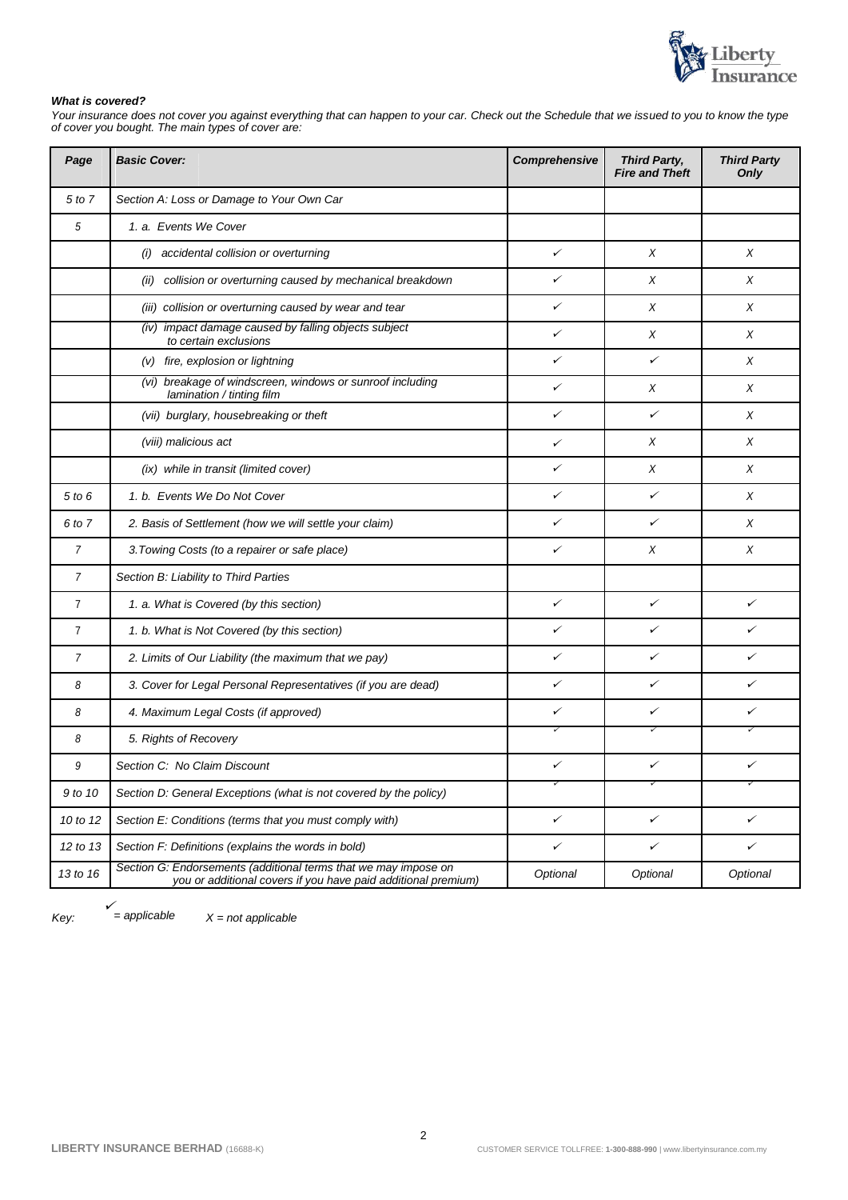***What is covered?***

*Your insurance does not cover you against everything that can happen to your car. Check out the Schedule that we issued to you to know the type of cover you bought. The main types of cover are:*

| *Page* | ***Basic Cover:*** | ***Comprehensive*** | ***Third Party, Fire and Theft*** | ***Third Party Only*** |
|---|---|---|---|---|
| *5 to 7* | *Section A: Loss or Damage to Your Own Car* | | | |
| *5* | *1. a. Events We Cover* | | | |
| | *(i) accidental collision or overturning* | ✓ | X | X |
| | *(ii) collision or overturning caused by mechanical breakdown* | ✓ | X | X |
| | *(iii) collision or overturning caused by wear and tear* | ✓ | X | X |
| | *(iv) impact damage caused by falling objects subject to certain exclusions* | ✓ | X | X |
| | *(v) fire, explosion or lightning* | ✓ | ✓ | X |
| | *(vi) breakage of windscreen, windows or sunroof including lamination / tinting film* | ✓ | X | X |
| | *(vii) burglary, housebreaking or theft* | ✓ | ✓ | X |
| | *(viii) malicious act* | ✓ | X | X |
| | *(ix) while in transit (limited cover)* | ✓ | X | X |
| *5 to 6* | *1. b. Events We Do Not Cover* | ✓ | ✓ | X |
| *6 to 7* | *2. Basis of Settlement (how we will settle your claim)* | ✓ | ✓ | X |
| *7* | *3. Towing Costs (to a repairer or safe place)* | ✓ | X | X |
| *7* | *Section B: Liability to Third Parties* | | | |
| *7* | *1. a. What is Covered (by this section)* | ✓ | ✓ | ✓ |
| *7* | *1. b. What is Not Covered (by this section)* | ✓ | ✓ | ✓ |
| *7* | *2. Limits of Our Liability (the maximum that we pay)* | ✓ | ✓ | ✓ |
| *8* | *3. Cover for Legal Personal Representatives (if you are dead)* | ✓ | ✓ | ✓ |
| *8* | *4. Maximum Legal Costs (if approved)* | ✓ | ✓ | ✓ |
| *8* | *5. Rights of Recovery* | ✓ | ✓ | ✓ |
| *9* | *Section C: No Claim Discount* | ✓ | ✓ | ✓ |
| *9 to 10* | *Section D: General Exceptions (what is not covered by the policy)* | ✓ | ✓ | ✓ |
| *10 to 12* | *Section E: Conditions (terms that you must comply with)* | ✓ | ✓ | ✓ |
| *12 to 13* | *Section F: Definitions (explains the words in bold)* | ✓ | ✓ | ✓ |
| *13 to 16* | *Section G: Endorsements (additional terms that we may impose on you or additional covers if you have paid additional premium)* | *Optional* | *Optional* | *Optional* |

*Key: ✓ = applicable X = not applicable*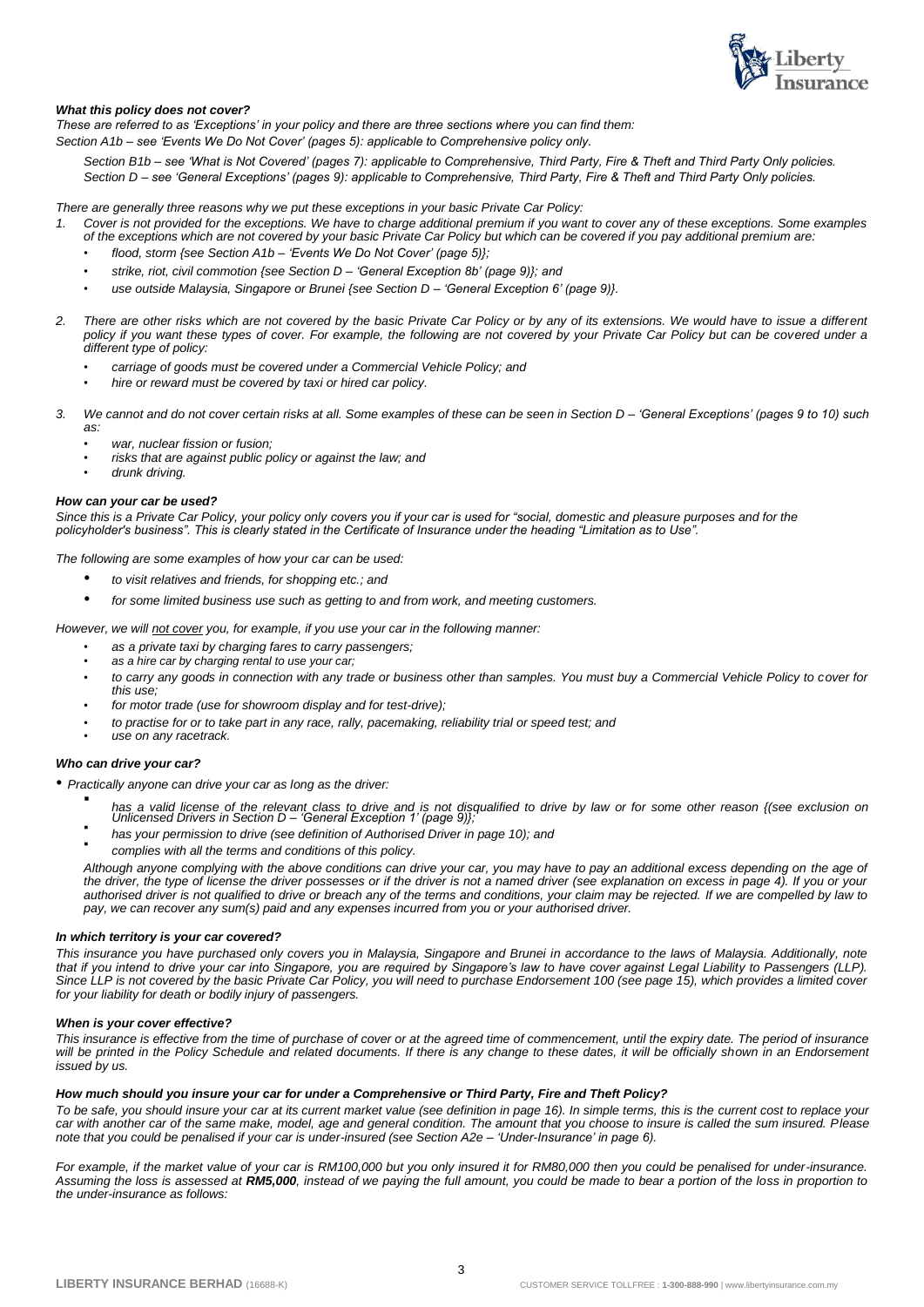### *What this policy does not cover?*

*These are referred to as 'Exceptions' in your policy and there are three sections where you can find them:*

*Section A1b – see 'Events We Do Not Cover' (pages 5): applicable to Comprehensive policy only.*

*Section B1b – see 'What is Not Covered' (pages 7): applicable to Comprehensive, Third Party, Fire & Theft and Third Party Only policies.*
*Section D – see 'General Exceptions' (pages 9): applicable to Comprehensive, Third Party, Fire & Theft and Third Party Only policies.*

*There are generally three reasons why we put these exceptions in your basic Private Car Policy:*

1. *Cover is not provided for the exceptions. We have to charge additional premium if you want to cover any of these exceptions. Some examples of the exceptions which are not covered by your basic Private Car Policy but which can be covered if you pay additional premium are:*
   - *flood, storm {see Section A1b – 'Events We Do Not Cover' (page 5)};*
   - *strike, riot, civil commotion {see Section D – 'General Exception 8b' (page 9)}; and*
   - *use outside Malaysia, Singapore or Brunei {see Section D – 'General Exception 6' (page 9)}.*
2. *There are other risks which are not covered by the basic Private Car Policy or by any of its extensions. We would have to issue a different policy if you want these types of cover. For example, the following are not covered by your Private Car Policy but can be covered under a different type of policy:*
   - *carriage of goods must be covered under a Commercial Vehicle Policy; and*
   - *hire or reward must be covered by taxi or hired car policy.*
3. *We cannot and do not cover certain risks at all. Some examples of these can be seen in Section D – 'General Exceptions' (pages 9 to 10) such as:*
   - *war, nuclear fission or fusion;*
   - *risks that are against public policy or against the law; and*
   - *drunk driving.*

### *How can your car be used?*

*Since this is a Private Car Policy, your policy only covers you if your car is used for "social, domestic and pleasure purposes and for the policyholder's business". This is clearly stated in the Certificate of Insurance under the heading "Limitation as to Use".*

*The following are some examples of how your car can be used:*

- *to visit relatives and friends, for shopping etc.; and*
- *for some limited business use such as getting to and from work, and meeting customers.*

*However, we will not cover you, for example, if you use your car in the following manner:*

- *as a private taxi by charging fares to carry passengers;*
- *as a hire car by charging rental to use your car;*
- *to carry any goods in connection with any trade or business other than samples. You must buy a Commercial Vehicle Policy to cover for this use;*
- *for motor trade (use for showroom display and for test-drive);*
- *to practise for or to take part in any race, rally, pacemaking, reliability trial or speed test; and*
- *use on any racetrack.*

### *Who can drive your car?*

- *Practically anyone can drive your car as long as the driver:*
  - *has a valid license of the relevant class to drive and is not disqualified to drive by law or for some other reason {(see exclusion on Unlicensed Drivers in Section D – 'General Exception 1' (page 9)};*
  - *has your permission to drive (see definition of Authorised Driver in page 10); and*
  - *complies with all the terms and conditions of this policy.*

*Although anyone complying with the above conditions can drive your car, you may have to pay an additional excess depending on the age of the driver, the type of license the driver possesses or if the driver is not a named driver (see explanation on excess in page 4). If you or your authorised driver is not qualified to drive or breach any of the terms and conditions, your claim may be rejected. If we are compelled by law to pay, we can recover any sum(s) paid and any expenses incurred from you or your authorised driver.*

### *In which territory is your car covered?*

*This insurance you have purchased only covers you in Malaysia, Singapore and Brunei in accordance to the laws of Malaysia. Additionally, note that if you intend to drive your car into Singapore, you are required by Singapore's law to have cover against Legal Liability to Passengers (LLP). Since LLP is not covered by the basic Private Car Policy, you will need to purchase Endorsement 100 (see page 15), which provides a limited cover for your liability for death or bodily injury of passengers.*

### *When is your cover effective?*

*This insurance is effective from the time of purchase of cover or at the agreed time of commencement, until the expiry date. The period of insurance will be printed in the Policy Schedule and related documents. If there is any change to these dates, it will be officially shown in an Endorsement issued by us.*

### *How much should you insure your car for under a Comprehensive or Third Party, Fire and Theft Policy?*

*To be safe, you should insure your car at its current market value (see definition in page 16). In simple terms, this is the current cost to replace your car with another car of the same make, model, age and general condition. The amount that you choose to insure is called the sum insured. Please note that you could be penalised if your car is under-insured (see Section A2e – 'Under-Insurance' in page 6).*

*For example, if the market value of your car is RM100,000 but you only insured it for RM80,000 then you could be penalised for under-insurance. Assuming the loss is assessed at **RM5,000**, instead of we paying the full amount, you could be made to bear a portion of the loss in proportion to the under-insurance as follows:*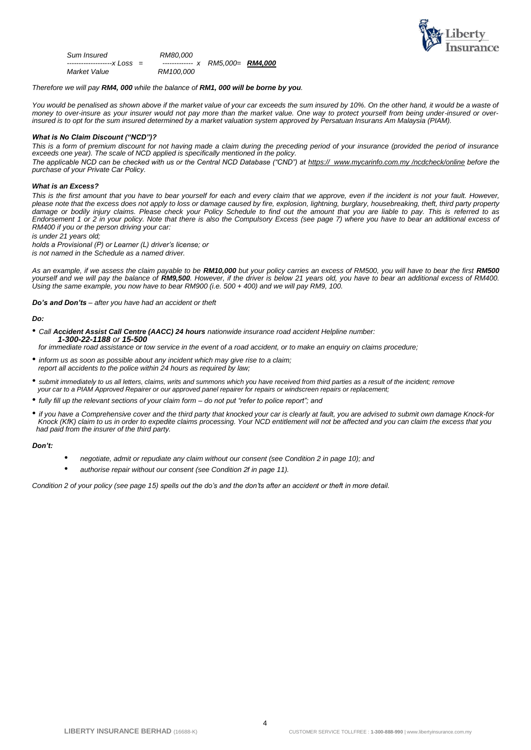$$\frac{\text{Sum Insured}}{\text{Market Value}} \times \text{Loss} = \frac{\text{RM80,000}}{\text{RM100,000}} \times \text{RM5,000} = \textbf{RM4,000}$$

*Therefore we will pay **RM4, 000** while the balance of **RM1, 000 will be borne by you**.*

*You would be penalised as shown above if the market value of your car exceeds the sum insured by 10%. On the other hand, it would be a waste of money to over-insure as your insurer would not pay more than the market value. One way to protect yourself from being under-insured or over-insured is to opt for the sum insured determined by a market valuation system approved by Persatuan Insurans Am Malaysia (PIAM).*

***What is No Claim Discount ("NCD")?***

*This is a form of premium discount for not having made a claim during the preceding period of your insurance (provided the period of insurance exceeds one year). The scale of NCD applied is specifically mentioned in the policy.*

*The applicable NCD can be checked with us or the Central NCD Database ("CND") at https:// www.mycarinfo.com.my /ncdcheck/online before the purchase of your Private Car Policy.*

***What is an Excess?***

*This is the first amount that you have to bear yourself for each and every claim that we approve, even if the incident is not your fault. However, please note that the excess does not apply to loss or damage caused by fire, explosion, lightning, burglary, housebreaking, theft, third party property damage or bodily injury claims. Please check your Policy Schedule to find out the amount that you are liable to pay. This is referred to as Endorsement 1 or 2 in your policy. Note that there is also the Compulsory Excess (see page 7) where you have to bear an additional excess of RM400 if you or the person driving your car:*

*is under 21 years old;*
*holds a Provisional (P) or Learner (L) driver's license; or*
*is not named in the Schedule as a named driver.*

*As an example, if we assess the claim payable to be **RM10,000** but your policy carries an excess of RM500, you will have to bear the first **RM500** yourself and we will pay the balance of **RM9,500**. However, if the driver is below 21 years old, you have to bear an additional excess of RM400. Using the same example, you now have to bear RM900 (i.e. 500 + 400) and we will pay RM9, 100.*

***Do's and Don'ts** – after you have had an accident or theft*

***Do:***

- *Call **Accident Assist Call Centre (AACC) 24 hours** nationwide insurance road accident Helpline number: **1-300-22-1188** or **15-500** for immediate road assistance or tow service in the event of a road accident, or to make an enquiry on claims procedure;*
- *inform us as soon as possible about any incident which may give rise to a claim; report all accidents to the police within 24 hours as required by law;*
- *submit immediately to us all letters, claims, writs and summons which you have received from third parties as a result of the incident; remove your car to a PIAM Approved Repairer or our approved panel repairer for repairs or windscreen repairs or replacement;*
- *fully fill up the relevant sections of your claim form – do not put "refer to police report"; and*
- *if you have a Comprehensive cover and the third party that knocked your car is clearly at fault, you are advised to submit own damage Knock-for Knock (KfK) claim to us in order to expedite claims processing. Your NCD entitlement will not be affected and you can claim the excess that you had paid from the insurer of the third party.*

***Don't:***

- *negotiate, admit or repudiate any claim without our consent (see Condition 2 in page 10); and*
- *authorise repair without our consent (see Condition 2f in page 11).*

*Condition 2 of your policy (see page 15) spells out the do's and the don'ts after an accident or theft in more detail.*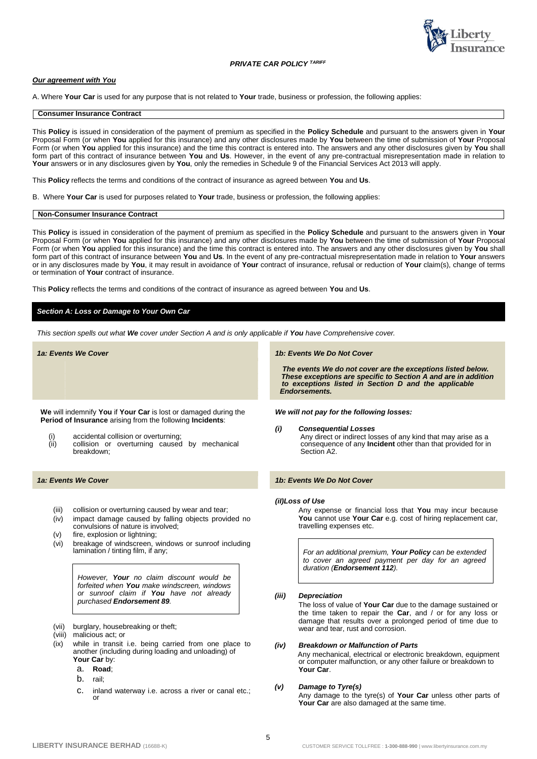**PRIVATE CAR POLICY** *TARIFF*

### *Our agreement with You*

A. Where **Your Car** is used for any purpose that is not related to **Your** trade, business or profession, the following applies:

**Consumer Insurance Contract**

This **Policy** is issued in consideration of the payment of premium as specified in the **Policy Schedule** and pursuant to the answers given in **Your** Proposal Form (or when **You** applied for this insurance) and any other disclosures made by **You** between the time of submission of **Your** Proposal Form (or when **You** applied for this insurance) and the time this contract is entered into. The answers and any other disclosures given by **You** shall form part of this contract of insurance between **You** and **Us**. However, in the event of any pre-contractual misrepresentation made in relation to **Your** answers or in any disclosures given by **You**, only the remedies in Schedule 9 of the Financial Services Act 2013 will apply.

This **Policy** reflects the terms and conditions of the contract of insurance as agreed between **You** and **Us**.

B. Where **Your Car** is used for purposes related to **Your** trade, business or profession, the following applies:

**Non-Consumer Insurance Contract**

This **Policy** is issued in consideration of the payment of premium as specified in the **Policy Schedule** and pursuant to the answers given in **Your** Proposal Form (or when **You** applied for this insurance) and any other disclosures made by **You** between the time of submission of **Your** Proposal Form (or when **You** applied for this insurance) and the time this contract is entered into. The answers and any other disclosures given by **You** shall form part of this contract of insurance between **You** and **Us**. In the event of any pre-contractual misrepresentation made in relation to **Your** answers or in any disclosures made by **You**, it may result in avoidance of **Your** contract of insurance, refusal or reduction of **Your** claim(s), change of terms or termination of **Your** contract of insurance.

This **Policy** reflects the terms and conditions of the contract of insurance as agreed between **You** and **Us**.

## *Section A: Loss or Damage to Your Own Car*

*This section spells out what **We** cover under Section A and is only applicable if **You** have Comprehensive cover.*

### *1a: Events We Cover*

**We** will indemnify **You** if **Your Car** is lost or damaged during the **Period of Insurance** arising from the following **Incidents**:

(i) accidental collision or overturning;
(ii) collision or overturning caused by mechanical breakdown;
(iii) collision or overturning caused by wear and tear;
(iv) impact damage caused by falling objects provided no convulsions of nature is involved;
(v) fire, explosion or lightning;
(vi) breakage of windscreen, windows or sunroof including lamination / tinting film, if any;

> *However, **Your** no claim discount would be forfeited when **You** make windscreen, windows or sunroof claim if **You** have not already purchased **Endorsement 89**.*

(vii) burglary, housebreaking or theft;
(viii) malicious act; or
(ix) while in transit i.e. being carried from one place to another (including during loading and unloading) of **Your Car** by:
   a. **Road**;
   b. rail;
   c. inland waterway i.e. across a river or canal etc.; or

### *1b: Events We Do Not Cover*

***The events We do not cover are the exceptions listed below. These exceptions are specific to Section A and are in addition to exceptions listed in Section D and the applicable Endorsements.***

***We will not pay for the following losses:***

***(i) Consequential Losses***
Any direct or indirect losses of any kind that may arise as a consequence of any **Incident** other than that provided for in Section A2.

***(ii) Loss of Use***
Any expense or financial loss that **You** may incur because **You** cannot use **Your Car** e.g. cost of hiring replacement car, travelling expenses etc.

> *For an additional premium, **Your Policy** can be extended to cover an agreed payment per day for an agreed duration (**Endorsement 112**).*

***(iii) Depreciation***
The loss of value of **Your Car** due to the damage sustained or the time taken to repair the **Car**, and / or for any loss or damage that results over a prolonged period of time due to wear and tear, rust and corrosion.

***(iv) Breakdown or Malfunction of Parts***
Any mechanical, electrical or electronic breakdown, equipment or computer malfunction, or any other failure or breakdown to **Your Car**.

***(v) Damage to Tyre(s)***
Any damage to the tyre(s) of **Your Car** unless other parts of **Your Car** are also damaged at the same time.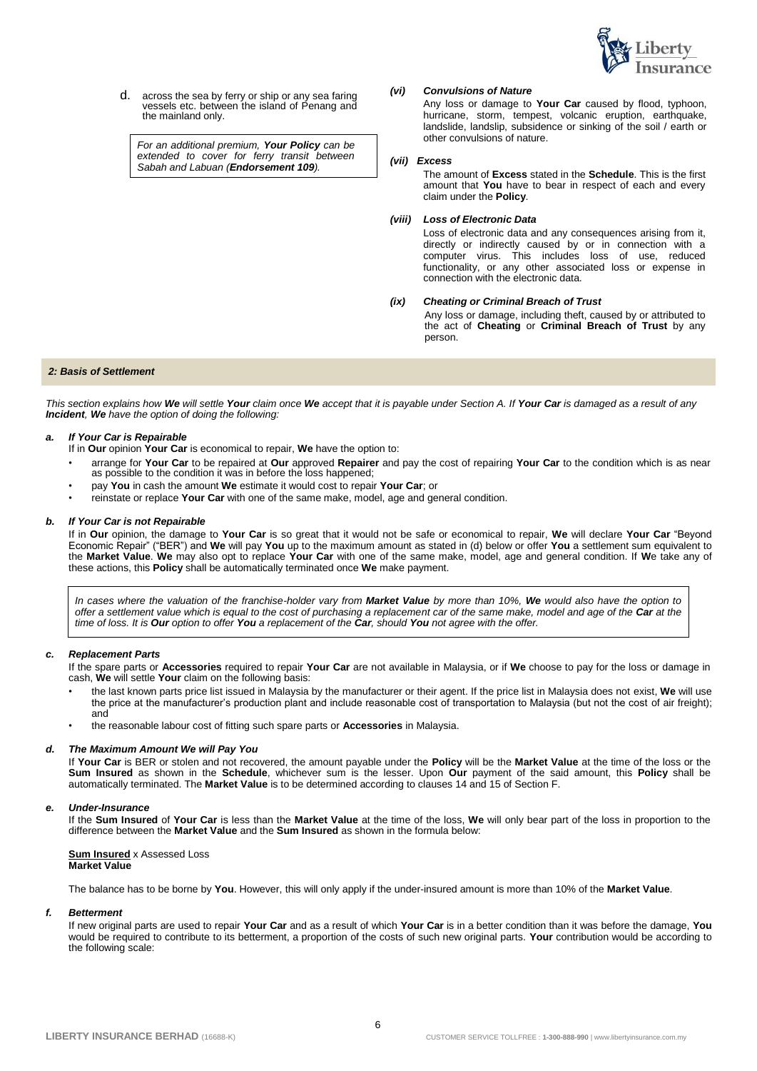d. across the sea by ferry or ship or any sea faring vessels etc. between the island of Penang and the mainland only.

> *For an additional premium, **Your Policy** can be extended to cover for ferry transit between Sabah and Labuan (**Endorsement 109**).*

***(vi) Convulsions of Nature***

Any loss or damage to **Your Car** caused by flood, typhoon, hurricane, storm, tempest, volcanic eruption, earthquake, landslide, landslip, subsidence or sinking of the soil / earth or other convulsions of nature.

***(vii) Excess***

The amount of **Excess** stated in the **Schedule**. This is the first amount that **You** have to bear in respect of each and every claim under the **Policy**.

***(viii) Loss of Electronic Data***

Loss of electronic data and any consequences arising from it, directly or indirectly caused by or in connection with a computer virus. This includes loss of use, reduced functionality, or any other associated loss or expense in connection with the electronic data.

***(ix) Cheating or Criminal Breach of Trust***

Any loss or damage, including theft, caused by or attributed to the act of **Cheating** or **Criminal Breach of Trust** by any person.

## *2: Basis of Settlement*

*This section explains how **We** will settle **Your** claim once **We** accept that it is payable under Section A. If **Your Car** is damaged as a result of any **Incident**, **We** have the option of doing the following:*

### *a. If Your Car is Repairable*

If in **Our** opinion **Your Car** is economical to repair, **We** have the option to:

- arrange for **Your Car** to be repaired at **Our** approved **Repairer** and pay the cost of repairing **Your Car** to the condition which is as near as possible to the condition it was in before the loss happened;
- pay **You** in cash the amount **We** estimate it would cost to repair **Your Car**; or
- reinstate or replace **Your Car** with one of the same make, model, age and general condition.

### *b. If Your Car is not Repairable*

If in **Our** opinion, the damage to **Your Car** is so great that it would not be safe or economical to repair, **We** will declare **Your Car** "Beyond Economic Repair" ("BER") and **We** will pay **You** up to the maximum amount as stated in (d) below or offer **You** a settlement sum equivalent to the **Market Value**. **We** may also opt to replace **Your Car** with one of the same make, model, age and general condition. If **We** take any of these actions, this **Policy** shall be automatically terminated once **We** make payment.

> *In cases where the valuation of the franchise-holder vary from **Market Value** by more than 10%, **We** would also have the option to offer a settlement value which is equal to the cost of purchasing a replacement car of the same make, model and age of the **Car** at the time of loss. It is **Our** option to offer **You** a replacement of the **Car**, should **You** not agree with the offer.*

### *c. Replacement Parts*

If the spare parts or **Accessories** required to repair **Your Car** are not available in Malaysia, or if **We** choose to pay for the loss or damage in cash, **We** will settle **Your** claim on the following basis:

- the last known parts price list issued in Malaysia by the manufacturer or their agent. If the price list in Malaysia does not exist, **We** will use the price at the manufacturer's production plant and include reasonable cost of transportation to Malaysia (but not the cost of air freight); and
- the reasonable labour cost of fitting such spare parts or **Accessories** in Malaysia.

### *d. The Maximum Amount We will Pay You*

If **Your Car** is BER or stolen and not recovered, the amount payable under the **Policy** will be the **Market Value** at the time of the loss or the **Sum Insured** as shown in the **Schedule**, whichever sum is the lesser. Upon **Our** payment of the said amount, this **Policy** shall be automatically terminated. The **Market Value** is to be determined according to clauses 14 and 15 of Section F.

### *e. Under-Insurance*

If the **Sum Insured** of **Your Car** is less than the **Market Value** at the time of the loss, **We** will only bear part of the loss in proportion to the difference between the **Market Value** and the **Sum Insured** as shown in the formula below:

$$\frac{\textbf{Sum Insured} \times \text{Assessed Loss}}{\textbf{Market Value}}$$

The balance has to be borne by **You**. However, this will only apply if the under-insured amount is more than 10% of the **Market Value**.

### *f. Betterment*

If new original parts are used to repair **Your Car** and as a result of which **Your Car** is in a better condition than it was before the damage, **You** would be required to contribute to its betterment, a proportion of the costs of such new original parts. **Your** contribution would be according to the following scale: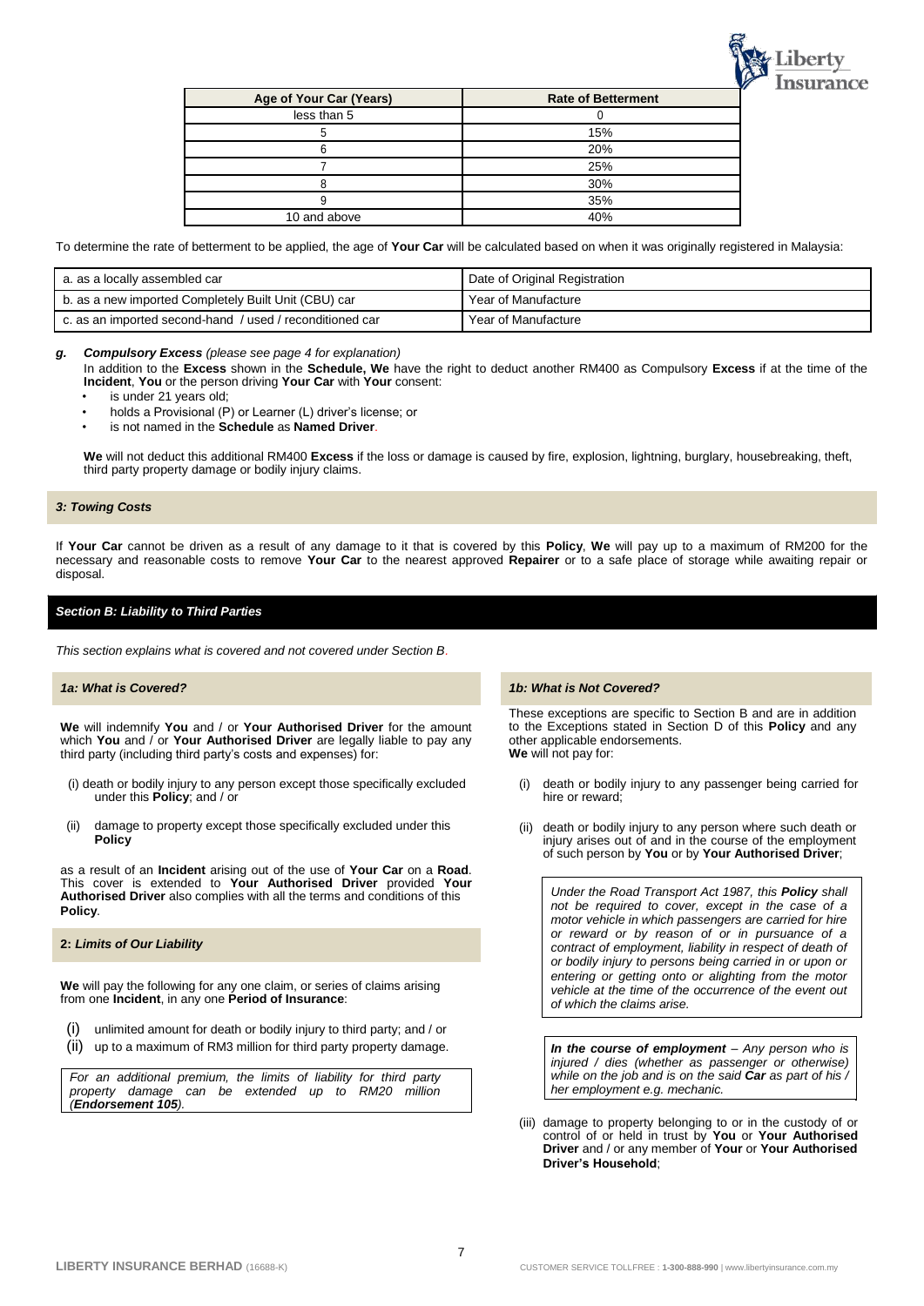| Age of Your Car (Years) | Rate of Betterment |
|---|---|
| less than 5 | 0 |
| 5 | 15% |
| 6 | 20% |
| 7 | 25% |
| 8 | 30% |
| 9 | 35% |
| 10 and above | 40% |

To determine the rate of betterment to be applied, the age of **Your Car** will be calculated based on when it was originally registered in Malaysia:

| | |
|---|---|
| a. as a locally assembled car | Date of Original Registration |
| b. as a new imported Completely Built Unit (CBU) car | Year of Manufacture |
| c. as an imported second-hand / used / reconditioned car | Year of Manufacture |

***g. Compulsory Excess*** *(please see page 4 for explanation)*

In addition to the **Excess** shown in the **Schedule, We** have the right to deduct another RM400 as Compulsory **Excess** if at the time of the **Incident**, **You** or the person driving **Your Car** with **Your** consent:

- is under 21 years old;
- holds a Provisional (P) or Learner (L) driver's license; or
- is not named in the **Schedule** as **Named Driver**.

**We** will not deduct this additional RM400 **Excess** if the loss or damage is caused by fire, explosion, lightning, burglary, housebreaking, theft, third party property damage or bodily injury claims.

### *3: Towing Costs*

If **Your Car** cannot be driven as a result of any damage to it that is covered by this **Policy**, **We** will pay up to a maximum of RM200 for the necessary and reasonable costs to remove **Your Car** to the nearest approved **Repairer** or to a safe place of storage while awaiting repair or disposal.

## *Section B: Liability to Third Parties*

*This section explains what is covered and not covered under Section B.*

### *1a: What is Covered?*

**We** will indemnify **You** and / or **Your Authorised Driver** for the amount which **You** and / or **Your Authorised Driver** are legally liable to pay any third party (including third party's costs and expenses) for:

(i) death or bodily injury to any person except those specifically excluded under this **Policy**; and / or

(ii) damage to property except those specifically excluded under this **Policy**

as a result of an **Incident** arising out of the use of **Your Car** on a **Road**. This cover is extended to **Your Authorised Driver** provided **Your Authorised Driver** also complies with all the terms and conditions of this **Policy**.

### *2: Limits of Our Liability*

**We** will pay the following for any one claim, or series of claims arising from one **Incident**, in any one **Period of Insurance**:

(i) unlimited amount for death or bodily injury to third party; and / or

(ii) up to a maximum of RM3 million for third party property damage.

*For an additional premium, the limits of liability for third party property damage can be extended up to RM20 million (**Endorsement 105**).*

### *1b: What is Not Covered?*

These exceptions are specific to Section B and are in addition to the Exceptions stated in Section D of this **Policy** and any other applicable endorsements.

**We** will not pay for:

(i) death or bodily injury to any passenger being carried for hire or reward;

(ii) death or bodily injury to any person where such death or injury arises out of and in the course of the employment of such person by **You** or by **Your Authorised Driver**;

*Under the Road Transport Act 1987, this **Policy** shall not be required to cover, except in the case of a motor vehicle in which passengers are carried for hire or reward or by reason of or in pursuance of a contract of employment, liability in respect of death of or bodily injury to persons being carried in or upon or entering or getting onto or alighting from the motor vehicle at the time of the occurrence of the event out of which the claims arise.*

***In the course of employment** – Any person who is injured / dies (whether as passenger or otherwise) while on the job and is on the said **Car** as part of his / her employment e.g. mechanic.*

(iii) damage to property belonging to or in the custody of or control of or held in trust by **You** or **Your Authorised Driver** and / or any member of **Your** or **Your Authorised Driver's Household**;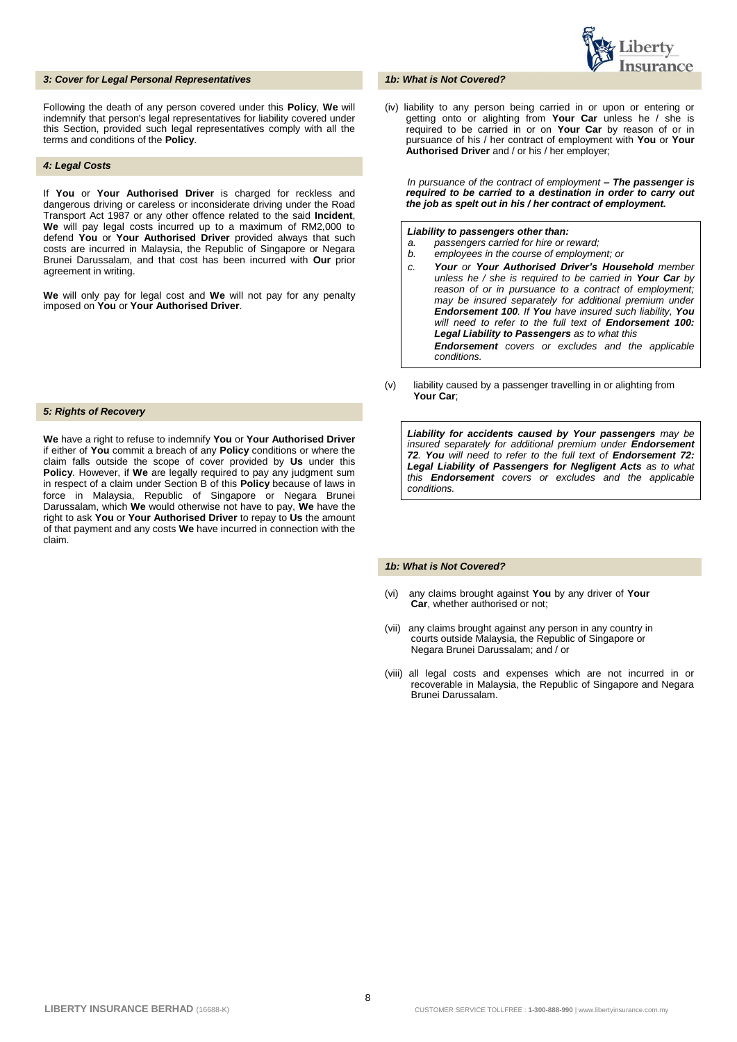### *3: Cover for Legal Personal Representatives*

Following the death of any person covered under this **Policy**, **We** will indemnify that person's legal representatives for liability covered under this Section, provided such legal representatives comply with all the terms and conditions of the **Policy**.

### *4: Legal Costs*

If **You** or **Your Authorised Driver** is charged for reckless and dangerous driving or careless or inconsiderate driving under the Road Transport Act 1987 or any other offence related to the said **Incident**, **We** will pay legal costs incurred up to a maximum of RM2,000 to defend **You** or **Your Authorised Driver** provided always that such costs are incurred in Malaysia, the Republic of Singapore or Negara Brunei Darussalam, and that cost has been incurred with **Our** prior agreement in writing.

**We** will only pay for legal cost and **We** will not pay for any penalty imposed on **You** or **Your Authorised Driver**.

### *5: Rights of Recovery*

**We** have a right to refuse to indemnify **You** or **Your Authorised Driver** if either of **You** commit a breach of any **Policy** conditions or where the claim falls outside the scope of cover provided by **Us** under this **Policy**. However, if **We** are legally required to pay any judgment sum in respect of a claim under Section B of this **Policy** because of laws in force in Malaysia, Republic of Singapore or Negara Brunei Darussalam, which **We** would otherwise not have to pay, **We** have the right to ask **You** or **Your Authorised Driver** to repay to **Us** the amount of that payment and any costs **We** have incurred in connection with the claim.

### *1b: What is Not Covered?*

(iv) liability to any person being carried in or upon or entering or getting onto or alighting from **Your Car** unless he / she is required to be carried in or on **Your Car** by reason of or in pursuance of his / her contract of employment with **You** or **Your Authorised Driver** and / or his / her employer;

*In pursuance of the contract of employment* ***– The passenger is required to be carried to a destination in order to carry out the job as spelt out in his / her contract of employment.***

> ***Liability to passengers other than:***
>
> a. *passengers carried for hire or reward;*
> b. *employees in the course of employment; or*
> c. ***Your*** *or* ***Your Authorised Driver's Household*** *member unless he / she is required to be carried in* ***Your Car*** *by reason of or in pursuance to a contract of employment; may be insured separately for additional premium under* ***Endorsement 100****. If* ***You*** *have insured such liability,* ***You*** *will need to refer to the full text of* ***Endorsement 100: Legal Liability to Passengers*** *as to what this* ***Endorsement*** *covers or excludes and the applicable conditions.*

(v) liability caused by a passenger travelling in or alighting from **Your Car**;

> ***Liability for accidents caused by Your passengers*** *may be insured separately for additional premium under* ***Endorsement 72****.* ***You*** *will need to refer to the full text of* ***Endorsement 72: Legal Liability of Passengers for Negligent Acts*** *as to what this* ***Endorsement*** *covers or excludes and the applicable conditions.*

### *1b: What is Not Covered?*

(vi) any claims brought against **You** by any driver of **Your Car**, whether authorised or not;

(vii) any claims brought against any person in any country in courts outside Malaysia, the Republic of Singapore or Negara Brunei Darussalam; and / or

(viii) all legal costs and expenses which are not incurred in or recoverable in Malaysia, the Republic of Singapore and Negara Brunei Darussalam.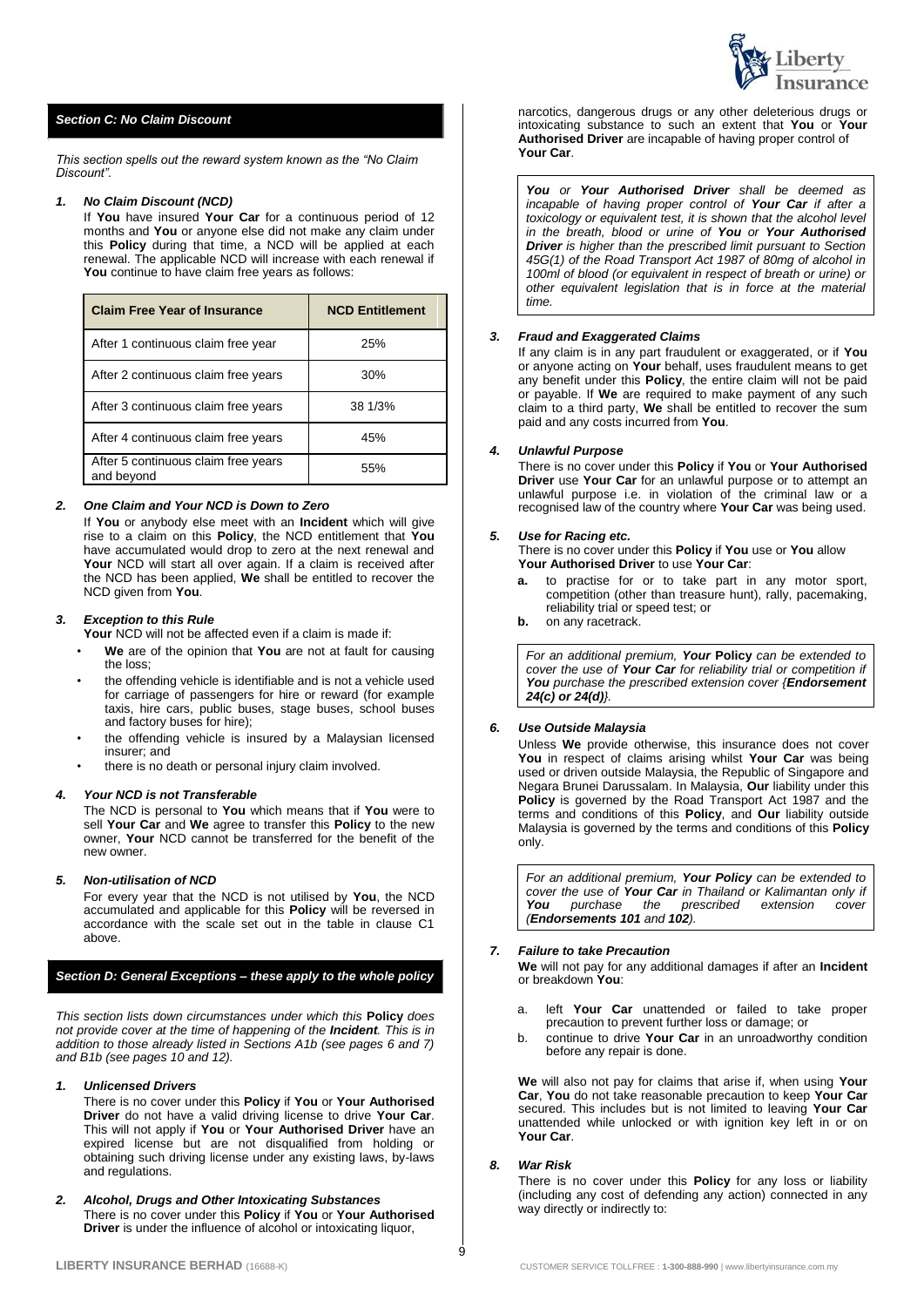## *Section C: No Claim Discount*

*This section spells out the reward system known as the "No Claim Discount".*

### *1. No Claim Discount (NCD)*

If **You** have insured **Your Car** for a continuous period of 12 months and **You** or anyone else did not make any claim under this **Policy** during that time, a NCD will be applied at each renewal. The applicable NCD will increase with each renewal if **You** continue to have claim free years as follows:

| Claim Free Year of Insurance | NCD Entitlement |
|---|---|
| After 1 continuous claim free year | 25% |
| After 2 continuous claim free years | 30% |
| After 3 continuous claim free years | 38 1/3% |
| After 4 continuous claim free years | 45% |
| After 5 continuous claim free years and beyond | 55% |

### *2. One Claim and Your NCD is Down to Zero*

If **You** or anybody else meet with an **Incident** which will give rise to a claim on this **Policy**, the NCD entitlement that **You** have accumulated would drop to zero at the next renewal and **Your** NCD will start all over again. If a claim is received after the NCD has been applied, **We** shall be entitled to recover the NCD given from **You**.

### *3. Exception to this Rule*

**Your** NCD will not be affected even if a claim is made if:

- **We** are of the opinion that **You** are not at fault for causing the loss;
- the offending vehicle is identifiable and is not a vehicle used for carriage of passengers for hire or reward (for example taxis, hire cars, public buses, stage buses, school buses and factory buses for hire);
- the offending vehicle is insured by a Malaysian licensed insurer; and
- there is no death or personal injury claim involved.

### *4. Your NCD is not Transferable*

The NCD is personal to **You** which means that if **You** were to sell **Your Car** and **We** agree to transfer this **Policy** to the new owner, **Your** NCD cannot be transferred for the benefit of the new owner.

### *5. Non-utilisation of NCD*

For every year that the NCD is not utilised by **You**, the NCD accumulated and applicable for this **Policy** will be reversed in accordance with the scale set out in the table in clause C1 above.

## *Section D: General Exceptions – these apply to the whole policy*

*This section lists down circumstances under which this* **Policy** *does not provide cover at the time of happening of the* ***Incident****. This is in addition to those already listed in Sections A1b (see pages 6 and 7) and B1b (see pages 10 and 12).*

### *1. Unlicensed Drivers*

There is no cover under this **Policy** if **You** or **Your Authorised Driver** do not have a valid driving license to drive **Your Car**. This will not apply if **You** or **Your Authorised Driver** have an expired license but are not disqualified from holding or obtaining such driving license under any existing laws, by-laws and regulations.

### *2. Alcohol, Drugs and Other Intoxicating Substances*

There is no cover under this **Policy** if **You** or **Your Authorised Driver** is under the influence of alcohol or intoxicating liquor, narcotics, dangerous drugs or any other deleterious drugs or intoxicating substance to such an extent that **You** or **Your Authorised Driver** are incapable of having proper control of **Your Car**.

> ***You*** *or* ***Your Authorised Driver*** *shall be deemed as incapable of having proper control of* ***Your Car*** *if after a toxicology or equivalent test, it is shown that the alcohol level in the breath, blood or urine of* ***You*** *or* ***Your Authorised Driver*** *is higher than the prescribed limit pursuant to Section 45G(1) of the Road Transport Act 1987 of 80mg of alcohol in 100ml of blood (or equivalent in respect of breath or urine) or other equivalent legislation that is in force at the material time.*

### *3. Fraud and Exaggerated Claims*

If any claim is in any part fraudulent or exaggerated, or if **You** or anyone acting on **Your** behalf, uses fraudulent means to get any benefit under this **Policy**, the entire claim will not be paid or payable. If **We** are required to make payment of any such claim to a third party, **We** shall be entitled to recover the sum paid and any costs incurred from **You**.

### *4. Unlawful Purpose*

There is no cover under this **Policy** if **You** or **Your Authorised Driver** use **Your Car** for an unlawful purpose or to attempt an unlawful purpose i.e. in violation of the criminal law or a recognised law of the country where **Your Car** was being used.

### *5. Use for Racing etc.*

There is no cover under this **Policy** if **You** use or **You** allow **Your Authorised Driver** to use **Your Car**:

- **a.** to practise for or to take part in any motor sport, competition (other than treasure hunt), rally, pacemaking, reliability trial or speed test; or
- **b.** on any racetrack.

> *For an additional premium,* ***Your Policy*** *can be extended to cover the use of* ***Your Car*** *for reliability trial or competition if* ***You*** *purchase the prescribed extension cover {****Endorsement 24(c) or 24(d)****}.*

### *6. Use Outside Malaysia*

Unless **We** provide otherwise, this insurance does not cover **You** in respect of claims arising whilst **Your Car** was being used or driven outside Malaysia, the Republic of Singapore and Negara Brunei Darussalam. In Malaysia, **Our** liability under this **Policy** is governed by the Road Transport Act 1987 and the terms and conditions of this **Policy**, and **Our** liability outside Malaysia is governed by the terms and conditions of this **Policy** only.

> *For an additional premium,* ***Your Policy*** *can be extended to cover the use of* ***Your Car*** *in Thailand or Kalimantan only if* ***You*** *purchase the prescribed extension cover (****Endorsements 101*** *and* ***102****).*

### *7. Failure to take Precaution*

**We** will not pay for any additional damages if after an **Incident** or breakdown **You**:

- a. left **Your Car** unattended or failed to take proper precaution to prevent further loss or damage; or
- b. continue to drive **Your Car** in an unroadworthy condition before any repair is done.

**We** will also not pay for claims that arise if, when using **Your Car**, **You** do not take reasonable precaution to keep **Your Car** secured. This includes but is not limited to leaving **Your Car** unattended while unlocked or with ignition key left in or on **Your Car**.

### *8. War Risk*

There is no cover under this **Policy** for any loss or liability (including any cost of defending any action) connected in any way directly or indirectly to: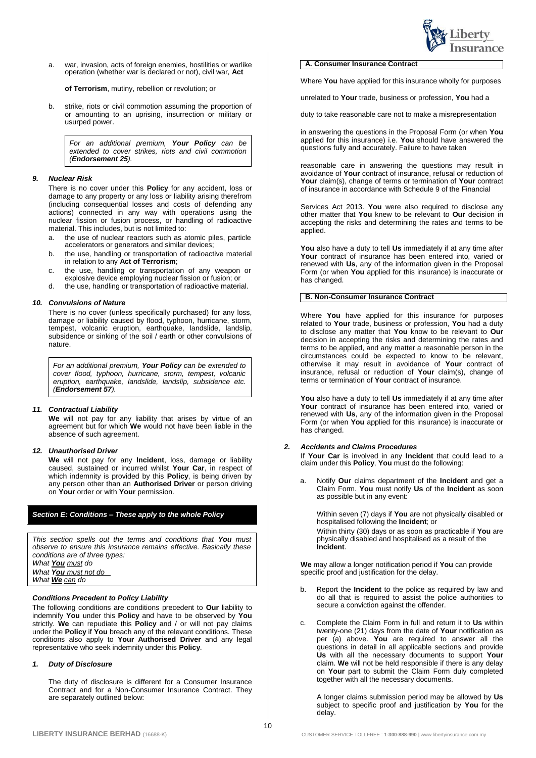a. war, invasion, acts of foreign enemies, hostilities or warlike operation (whether war is declared or not), civil war, **Act of Terrorism**, mutiny, rebellion or revolution; or

b. strike, riots or civil commotion assuming the proportion of or amounting to an uprising, insurrection or military or usurped power.

> *For an additional premium, **Your Policy** can be extended to cover strikes, riots and civil commotion (**Endorsement 25**).*

***9. Nuclear Risk***

There is no cover under this **Policy** for any accident, loss or damage to any property or any loss or liability arising therefrom (including consequential losses and costs of defending any actions) connected in any way with operations using the nuclear fission or fusion process, or handling of radioactive material. This includes, but is not limited to:

a. the use of nuclear reactors such as atomic piles, particle accelerators or generators and similar devices;
b. the use, handling or transportation of radioactive material in relation to any **Act of Terrorism**;
c. the use, handling or transportation of any weapon or explosive device employing nuclear fission or fusion; or
d. the use, handling or transportation of radioactive material.

***10. Convulsions of Nature***

There is no cover (unless specifically purchased) for any loss, damage or liability caused by flood, typhoon, hurricane, storm, tempest, volcanic eruption, earthquake, landslide, landslip, subsidence or sinking of the soil / earth or other convulsions of nature.

> *For an additional premium, **Your Policy** can be extended to cover flood, typhoon, hurricane, storm, tempest, volcanic eruption, earthquake, landslide, landslip, subsidence etc. (**Endorsement 57**).*

***11. Contractual Liability***

**We** will not pay for any liability that arises by virtue of an agreement but for which **We** would not have been liable in the absence of such agreement.

***12. Unauthorised Driver***

**We** will not pay for any **Incident**, loss, damage or liability caused, sustained or incurred whilst **Your Car**, in respect of which indemnity is provided by this **Policy**, is being driven by any person other than an **Authorised Driver** or person driving on **Your** order or with **Your** permission.

## *Section E: Conditions – These apply to the whole Policy*

> *This section spells out the terms and conditions that **You** must observe to ensure this insurance remains effective. Basically these conditions are of three types:*
> *What **You** must do*
> *What **You** must not do*
> *What **We** can do*

***Conditions Precedent to Policy Liability***

The following conditions are conditions precedent to **Our** liability to indemnify **You** under this **Policy** and have to be observed by **You** strictly. **We** can repudiate this **Policy** and / or will not pay claims under the **Policy** if **You** breach any of the relevant conditions. These conditions also apply to **Your Authorised Driver** and any legal representative who seek indemnity under this **Policy**.

***1. Duty of Disclosure***

The duty of disclosure is different for a Consumer Insurance Contract and for a Non-Consumer Insurance Contract. They are separately outlined below:

**A. Consumer Insurance Contract**

Where **You** have applied for this insurance wholly for purposes unrelated to **Your** trade, business or profession, **You** had a duty to take reasonable care not to make a misrepresentation in answering the questions in the Proposal Form (or when **You** applied for this insurance) i.e. **You** should have answered the questions fully and accurately. Failure to have taken reasonable care in answering the questions may result in avoidance of **Your** contract of insurance, refusal or reduction of **Your** claim(s), change of terms or termination of **Your** contract of insurance in accordance with Schedule 9 of the Financial Services Act 2013. **You** were also required to disclose any other matter that **You** knew to be relevant to **Our** decision in accepting the risks and determining the rates and terms to be applied.

**You** also have a duty to tell **Us** immediately if at any time after **Your** contract of insurance has been entered into, varied or renewed with **Us**, any of the information given in the Proposal Form (or when **You** applied for this insurance) is inaccurate or has changed.

**B. Non-Consumer Insurance Contract**

Where **You** have applied for this insurance for purposes related to **Your** trade, business or profession, **You** had a duty to disclose any matter that **You** know to be relevant to **Our** decision in accepting the risks and determining the rates and terms to be applied, and any matter a reasonable person in the circumstances could be expected to know to be relevant, otherwise it may result in avoidance of **Your** contract of insurance, refusal or reduction of **Your** claim(s), change of terms or termination of **Your** contract of insurance.

**You** also have a duty to tell **Us** immediately if at any time after **Your** contract of insurance has been entered into, varied or renewed with **Us**, any of the information given in the Proposal Form (or when **You** applied for this insurance) is inaccurate or has changed.

***2. Accidents and Claims Procedures***

If **Your Car** is involved in any **Incident** that could lead to a claim under this **Policy**, **You** must do the following:

a. Notify **Our** claims department of the **Incident** and get a Claim Form. **You** must notify **Us** of the **Incident** as soon as possible but in any event:

   Within seven (7) days if **You** are not physically disabled or hospitalised following the **Incident**; or
   Within thirty (30) days or as soon as practicable if **You** are physically disabled and hospitalised as a result of the **Incident**.

   **We** may allow a longer notification period if **You** can provide specific proof and justification for the delay.

b. Report the **Incident** to the police as required by law and do all that is required to assist the police authorities to secure a conviction against the offender.

c. Complete the Claim Form in full and return it to **Us** within twenty-one (21) days from the date of **Your** notification as per (a) above. **You** are required to answer all the questions in detail in all applicable sections and provide **Us** with all the necessary documents to support **Your** claim. **We** will not be held responsible if there is any delay on **Your** part to submit the Claim Form duly completed together with all the necessary documents.

   A longer claims submission period may be allowed by **Us** subject to specific proof and justification by **You** for the delay.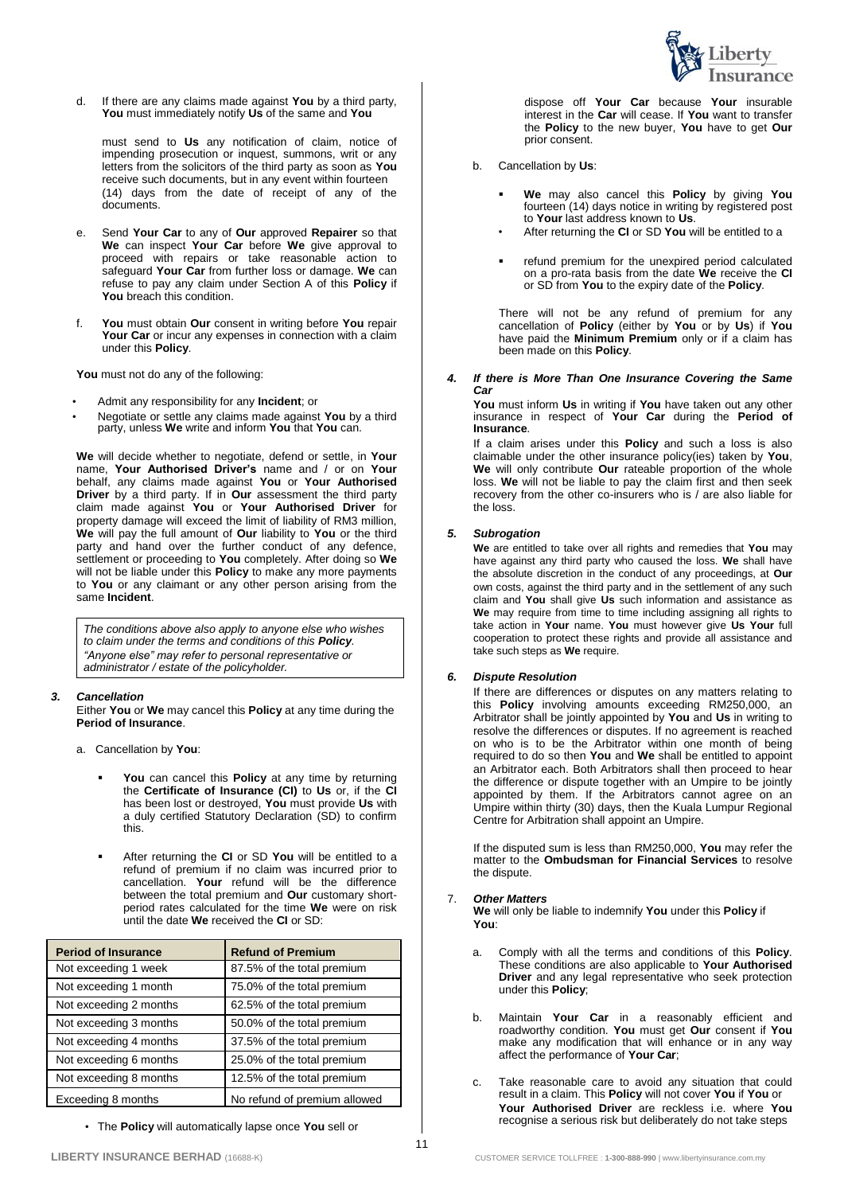d. If there are any claims made against **You** by a third party, **You** must immediately notify **Us** of the same and **You** must send to **Us** any notification of claim, notice of impending prosecution or inquest, summons, writ or any letters from the solicitors of the third party as soon as **You** receive such documents, but in any event within fourteen (14) days from the date of receipt of any of the documents.

e. Send **Your Car** to any of **Our** approved **Repairer** so that **We** can inspect **Your Car** before **We** give approval to proceed with repairs or take reasonable action to safeguard **Your Car** from further loss or damage. **We** can refuse to pay any claim under Section A of this **Policy** if **You** breach this condition.

f. **You** must obtain **Our** consent in writing before **You** repair **Your Car** or incur any expenses in connection with a claim under this **Policy**.

**You** must not do any of the following:

- Admit any responsibility for any **Incident**; or
- Negotiate or settle any claims made against **You** by a third party, unless **We** write and inform **You** that **You** can.

**We** will decide whether to negotiate, defend or settle, in **Your** name, **Your Authorised Driver's** name and / or on **Your** behalf, any claims made against **You** or **Your Authorised Driver** by a third party. If in **Our** assessment the third party claim made against **You** or **Your Authorised Driver** for property damage will exceed the limit of liability of RM3 million, **We** will pay the full amount of **Our** liability to **You** or the third party and hand over the further conduct of any defence, settlement or proceeding to **You** completely. After doing so **We** will not be liable under this **Policy** to make any more payments to **You** or any claimant or any other person arising from the same **Incident**.

*The conditions above also apply to anyone else who wishes to claim under the terms and conditions of this* ***Policy****.*
*"Anyone else" may refer to personal representative or administrator / estate of the policyholder.*

### 3. *Cancellation*

Either **You** or **We** may cancel this **Policy** at any time during the **Period of Insurance**.

a. Cancellation by **You**:

- **You** can cancel this **Policy** at any time by returning the **Certificate of Insurance (CI)** to **Us** or, if the **CI** has been lost or destroyed, **You** must provide **Us** with a duly certified Statutory Declaration (SD) to confirm this.
- After returning the **CI** or SD **You** will be entitled to a refund of premium if no claim was incurred prior to cancellation. **Your** refund will be the difference between the total premium and **Our** customary short-period rates calculated for the time **We** were on risk until the date **We** received the **CI** or SD:

| Period of Insurance | Refund of Premium |
|---|---|
| Not exceeding 1 week | 87.5% of the total premium |
| Not exceeding 1 month | 75.0% of the total premium |
| Not exceeding 2 months | 62.5% of the total premium |
| Not exceeding 3 months | 50.0% of the total premium |
| Not exceeding 4 months | 37.5% of the total premium |
| Not exceeding 6 months | 25.0% of the total premium |
| Not exceeding 8 months | 12.5% of the total premium |
| Exceeding 8 months | No refund of premium allowed |

- The **Policy** will automatically lapse once **You** sell or dispose off **Your Car** because **Your** insurable interest in the **Car** will cease. If **You** want to transfer the **Policy** to the new buyer, **You** have to get **Our** prior consent.

b. Cancellation by **Us**:

- **We** may also cancel this **Policy** by giving **You** fourteen (14) days notice in writing by registered post to **Your** last address known to **Us**.
- After returning the **CI** or SD **You** will be entitled to a
- refund premium for the unexpired period calculated on a pro-rata basis from the date **We** receive the **CI** or SD from **You** to the expiry date of the **Policy**.

There will not be any refund of premium for any cancellation of **Policy** (either by **You** or by **Us**) if **You** have paid the **Minimum Premium** only or if a claim has been made on this **Policy**.

### 4. *If there is More Than One Insurance Covering the Same Car*

**You** must inform **Us** in writing if **You** have taken out any other insurance in respect of **Your Car** during the **Period of Insurance**.

If a claim arises under this **Policy** and such a loss is also claimable under the other insurance policy(ies) taken by **You**, **We** will only contribute **Our** rateable proportion of the whole loss. **We** will not be liable to pay the claim first and then seek recovery from the other co-insurers who is / are also liable for the loss.

### 5. *Subrogation*

**We** are entitled to take over all rights and remedies that **You** may have against any third party who caused the loss. **We** shall have the absolute discretion in the conduct of any proceedings, at **Our** own costs, against the third party and in the settlement of any such claim and **You** shall give **Us** such information and assistance as **We** may require from time to time including assigning all rights to take action in **Your** name. **You** must however give **Us Your** full cooperation to protect these rights and provide all assistance and take such steps as **We** require.

### 6. *Dispute Resolution*

If there are differences or disputes on any matters relating to this **Policy** involving amounts exceeding RM250,000, an Arbitrator shall be jointly appointed by **You** and **Us** in writing to resolve the differences or disputes. If no agreement is reached on who is to be the Arbitrator within one month of being required to do so then **You** and **We** shall be entitled to appoint an Arbitrator each. Both Arbitrators shall then proceed to hear the difference or dispute together with an Umpire to be jointly appointed by them. If the Arbitrators cannot agree on an Umpire within thirty (30) days, then the Kuala Lumpur Regional Centre for Arbitration shall appoint an Umpire.

If the disputed sum is less than RM250,000, **You** may refer the matter to the **Ombudsman for Financial Services** to resolve the dispute.

### 7. *Other Matters*

**We** will only be liable to indemnify **You** under this **Policy** if **You**:

a. Comply with all the terms and conditions of this **Policy**. These conditions are also applicable to **Your Authorised Driver** and any legal representative who seek protection under this **Policy**;

b. Maintain **Your Car** in a reasonably efficient and roadworthy condition. **You** must get **Our** consent if **You** make any modification that will enhance or in any way affect the performance of **Your Car**;

c. Take reasonable care to avoid any situation that could result in a claim. This **Policy** will not cover **You** if **You** or **Your Authorised Driver** are reckless i.e. where **You** recognise a serious risk but deliberately do not take steps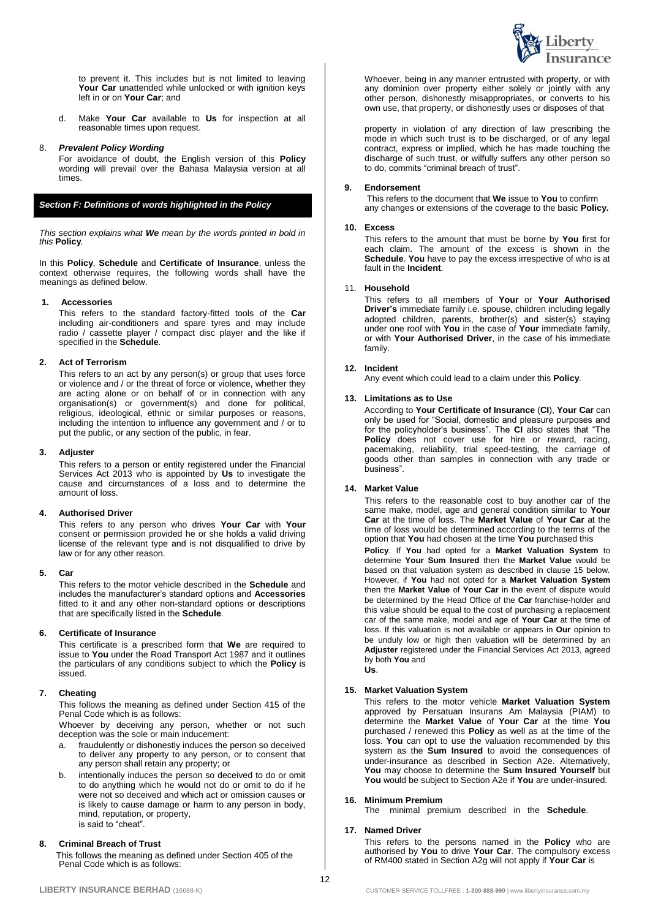to prevent it. This includes but is not limited to leaving **Your Car** unattended while unlocked or with ignition keys left in or on **Your Car**; and

d. Make **Your Car** available to **Us** for inspection at all reasonable times upon request.

8. ***Prevalent Policy Wording***

For avoidance of doubt, the English version of this **Policy** wording will prevail over the Bahasa Malaysia version at all times.

## *Section F: Definitions of words highlighted in the Policy*

*This section explains what **We** mean by the words printed in bold in this* **Policy**.

In this **Policy**, **Schedule** and **Certificate of Insurance**, unless the context otherwise requires, the following words shall have the meanings as defined below.

**1. Accessories**

This refers to the standard factory-fitted tools of the **Car** including air-conditioners and spare tyres and may include radio / cassette player / compact disc player and the like if specified in the **Schedule**.

**2. Act of Terrorism**

This refers to an act by any person(s) or group that uses force or violence and / or the threat of force or violence, whether they are acting alone or on behalf of or in connection with any organisation(s) or government(s) and done for political, religious, ideological, ethnic or similar purposes or reasons, including the intention to influence any government and / or to put the public, or any section of the public, in fear.

**3. Adjuster**

This refers to a person or entity registered under the Financial Services Act 2013 who is appointed by **Us** to investigate the cause and circumstances of a loss and to determine the amount of loss.

**4. Authorised Driver**

This refers to any person who drives **Your Car** with **Your** consent or permission provided he or she holds a valid driving license of the relevant type and is not disqualified to drive by law or for any other reason.

**5. Car**

This refers to the motor vehicle described in the **Schedule** and includes the manufacturer's standard options and **Accessories** fitted to it and any other non-standard options or descriptions that are specifically listed in the **Schedule**.

**6. Certificate of Insurance**

This certificate is a prescribed form that **We** are required to issue to **You** under the Road Transport Act 1987 and it outlines the particulars of any conditions subject to which the **Policy** is issued.

**7. Cheating**

This follows the meaning as defined under Section 415 of the Penal Code which is as follows:

Whoever by deceiving any person, whether or not such deception was the sole or main inducement:

a. fraudulently or dishonestly induces the person so deceived to deliver any property to any person, or to consent that any person shall retain any property; or
b. intentionally induces the person so deceived to do or omit to do anything which he would not do or omit to do if he were not so deceived and which act or omission causes or is likely to cause damage or harm to any person in body, mind, reputation, or property,

is said to "cheat".

**8. Criminal Breach of Trust**

This follows the meaning as defined under Section 405 of the Penal Code which is as follows:

Whoever, being in any manner entrusted with property, or with any dominion over property either solely or jointly with any other person, dishonestly misappropriates, or converts to his own use, that property, or dishonestly uses or disposes of that property in violation of any direction of law prescribing the mode in which such trust is to be discharged, or of any legal contract, express or implied, which he has made touching the discharge of such trust, or wilfully suffers any other person so to do, commits "criminal breach of trust".

**9. Endorsement**

This refers to the document that **We** issue to **You** to confirm any changes or extensions of the coverage to the basic **Policy.**

**10. Excess**

This refers to the amount that must be borne by **You** first for each claim. The amount of the excess is shown in the **Schedule**. **You** have to pay the excess irrespective of who is at fault in the **Incident**.

**11. Household**

This refers to all members of **Your** or **Your Authorised Driver's** immediate family i.e. spouse, children including legally adopted children, parents, brother(s) and sister(s) staying under one roof with **You** in the case of **Your** immediate family, or with **Your Authorised Driver**, in the case of his immediate family.

**12. Incident**

Any event which could lead to a claim under this **Policy**.

**13. Limitations as to Use**

According to **Your Certificate of Insurance** (**CI**), **Your Car** can only be used for "Social, domestic and pleasure purposes and for the policyholder's business". The **CI** also states that "The **Policy** does not cover use for hire or reward, racing, pacemaking, reliability, trial speed-testing, the carriage of goods other than samples in connection with any trade or business".

**14. Market Value**

This refers to the reasonable cost to buy another car of the same make, model, age and general condition similar to **Your Car** at the time of loss. The **Market Value** of **Your Car** at the time of loss would be determined according to the terms of the option that **You** had chosen at the time **You** purchased this **Policy**. If **You** had opted for a **Market Valuation System** to determine **Your Sum Insured** then the **Market Value** would be based on that valuation system as described in clause 15 below. However, if **You** had not opted for a **Market Valuation System** then the **Market Value** of **Your Car** in the event of dispute would be determined by the Head Office of the **Car** franchise-holder and this value should be equal to the cost of purchasing a replacement car of the same make, model and age of **Your Car** at the time of loss. If this valuation is not available or appears in **Our** opinion to be unduly low or high then valuation will be determined by an **Adjuster** registered under the Financial Services Act 2013, agreed by both **You** and **Us**.

**15. Market Valuation System**

This refers to the motor vehicle **Market Valuation System** approved by Persatuan Insurans Am Malaysia (PIAM) to determine the **Market Value** of **Your Car** at the time **You** purchased / renewed this **Policy** as well as at the time of the loss. **You** can opt to use the valuation recommended by this system as the **Sum Insured** to avoid the consequences of under-insurance as described in Section A2e. Alternatively, **You** may choose to determine the **Sum Insured Yourself** but **You** would be subject to Section A2e if **You** are under-insured.

**16. Minimum Premium**

The minimal premium described in the **Schedule**.

**17. Named Driver**

This refers to the persons named in the **Policy** who are authorised by **You** to drive **Your Car**. The compulsory excess of RM400 stated in Section A2g will not apply if **Your Car** is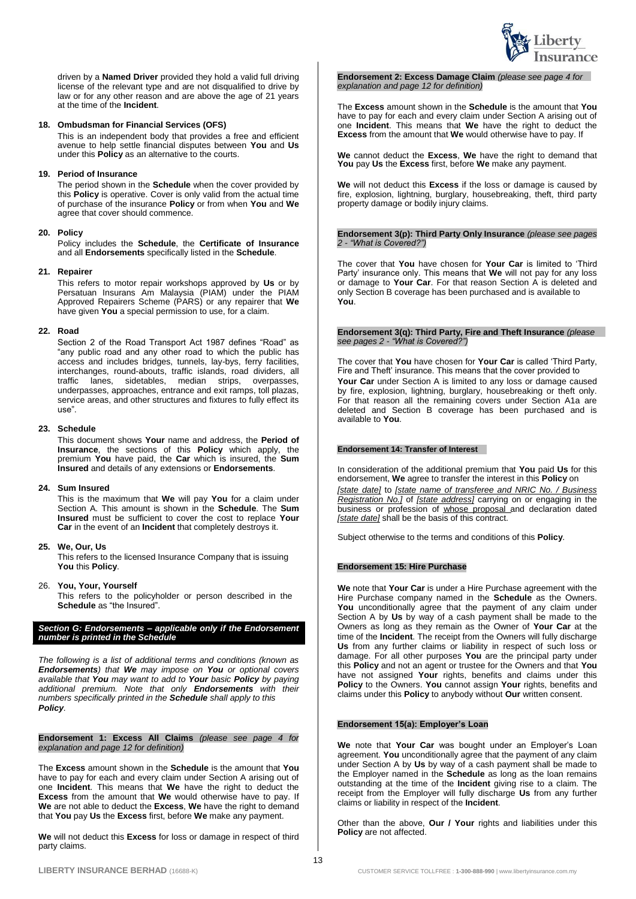driven by a **Named Driver** provided they hold a valid full driving license of the relevant type and are not disqualified to drive by law or for any other reason and are above the age of 21 years at the time of the **Incident**.

**18. Ombudsman for Financial Services (OFS)**

This is an independent body that provides a free and efficient avenue to help settle financial disputes between **You** and **Us** under this **Policy** as an alternative to the courts.

**19. Period of Insurance**

The period shown in the **Schedule** when the cover provided by this **Policy** is operative. Cover is only valid from the actual time of purchase of the insurance **Policy** or from when **You** and **We** agree that cover should commence.

**20. Policy**

Policy includes the **Schedule**, the **Certificate of Insurance** and all **Endorsements** specifically listed in the **Schedule**.

**21. Repairer**

This refers to motor repair workshops approved by **Us** or by Persatuan Insurans Am Malaysia (PIAM) under the PIAM Approved Repairers Scheme (PARS) or any repairer that **We** have given **You** a special permission to use, for a claim.

**22. Road**

Section 2 of the Road Transport Act 1987 defines "Road" as "any public road and any other road to which the public has access and includes bridges, tunnels, lay-bys, ferry facilities, interchanges, round-abouts, traffic islands, road dividers, all traffic lanes, sidetables, median strips, overpasses, underpasses, approaches, entrance and exit ramps, toll plazas, service areas, and other structures and fixtures to fully effect its use".

**23. Schedule**

This document shows **Your** name and address, the **Period of Insurance**, the sections of this **Policy** which apply, the premium **You** have paid, the **Car** which is insured, the **Sum Insured** and details of any extensions or **Endorsements**.

**24. Sum Insured**

This is the maximum that **We** will pay **You** for a claim under Section A. This amount is shown in the **Schedule**. The **Sum Insured** must be sufficient to cover the cost to replace **Your Car** in the event of an **Incident** that completely destroys it.

**25. We, Our, Us**

This refers to the licensed Insurance Company that is issuing **You** this **Policy**.

26. **You, Your, Yourself**

This refers to the policyholder or person described in the **Schedule** as "the Insured".

## *Section G: Endorsements – applicable only if the Endorsement number is printed in the Schedule*

*The following is a list of additional terms and conditions (known as **Endorsements**) that **We** may impose on **You** or optional covers available that **You** may want to add to **Your** basic **Policy** by paying additional premium. Note that only **Endorsements** with their numbers specifically printed in the **Schedule** shall apply to this **Policy**.*

### Endorsement 1: Excess All Claims *(please see page 4 for explanation and page 12 for definition)*

The **Excess** amount shown in the **Schedule** is the amount that **You** have to pay for each and every claim under Section A arising out of one **Incident**. This means that **We** have the right to deduct the **Excess** from the amount that **We** would otherwise have to pay. If **We** are not able to deduct the **Excess**, **We** have the right to demand that **You** pay **Us** the **Excess** first, before **We** make any payment.

**We** will not deduct this **Excess** for loss or damage in respect of third party claims.

### Endorsement 2: Excess Damage Claim *(please see page 4 for explanation and page 12 for definition)*

The **Excess** amount shown in the **Schedule** is the amount that **You** have to pay for each and every claim under Section A arising out of one **Incident**. This means that **We** have the right to deduct the **Excess** from the amount that **We** would otherwise have to pay. If

**We** cannot deduct the **Excess**, **We** have the right to demand that **You** pay **Us** the **Excess** first, before **We** make any payment.

**We** will not deduct this **Excess** if the loss or damage is caused by fire, explosion, lightning, burglary, housebreaking, theft, third party property damage or bodily injury claims.

### Endorsement 3(p): Third Party Only Insurance *(please see pages 2 - "What is Covered?")*

The cover that **You** have chosen for **Your Car** is limited to 'Third Party' insurance only. This means that **We** will not pay for any loss or damage to **Your Car**. For that reason Section A is deleted and only Section B coverage has been purchased and is available to **You**.

### Endorsement 3(q): Third Party, Fire and Theft Insurance *(please see pages 2 - "What is Covered?")*

The cover that **You** have chosen for **Your Car** is called 'Third Party, Fire and Theft' insurance. This means that the cover provided to **Your Car** under Section A is limited to any loss or damage caused by fire, explosion, lightning, burglary, housebreaking or theft only. For that reason all the remaining covers under Section A1a are deleted and Section B coverage has been purchased and is available to **You**.

### Endorsement 14: Transfer of Interest

In consideration of the additional premium that **You** paid **Us** for this endorsement, **We** agree to transfer the interest in this **Policy** on *[state date]* to *[state name of transferee and NRIC No. / Business Registration No.]* of *[state address]* carrying on or engaging in the business or profession of whose proposal and declaration dated *[state date]* shall be the basis of this contract.

Subject otherwise to the terms and conditions of this **Policy**.

### Endorsement 15: Hire Purchase

**We** note that **Your Car** is under a Hire Purchase agreement with the Hire Purchase company named in the **Schedule** as the Owners. **You** unconditionally agree that the payment of any claim under Section A by **Us** by way of a cash payment shall be made to the Owners as long as they remain as the Owner of **Your Car** at the time of the **Incident**. The receipt from the Owners will fully discharge **Us** from any further claims or liability in respect of such loss or damage. For all other purposes **You** are the principal party under this **Policy** and not an agent or trustee for the Owners and that **You** have not assigned **Your** rights, benefits and claims under this **Policy** to the Owners. **You** cannot assign **Your** rights, benefits and claims under this **Policy** to anybody without **Our** written consent.

### Endorsement 15(a): Employer's Loan

**We** note that **Your Car** was bought under an Employer's Loan agreement. **You** unconditionally agree that the payment of any claim under Section A by **Us** by way of a cash payment shall be made to the Employer named in the **Schedule** as long as the loan remains outstanding at the time of the **Incident** giving rise to a claim. The receipt from the Employer will fully discharge **Us** from any further claims or liability in respect of the **Incident**.

Other than the above, **Our / Your** rights and liabilities under this **Policy** are not affected.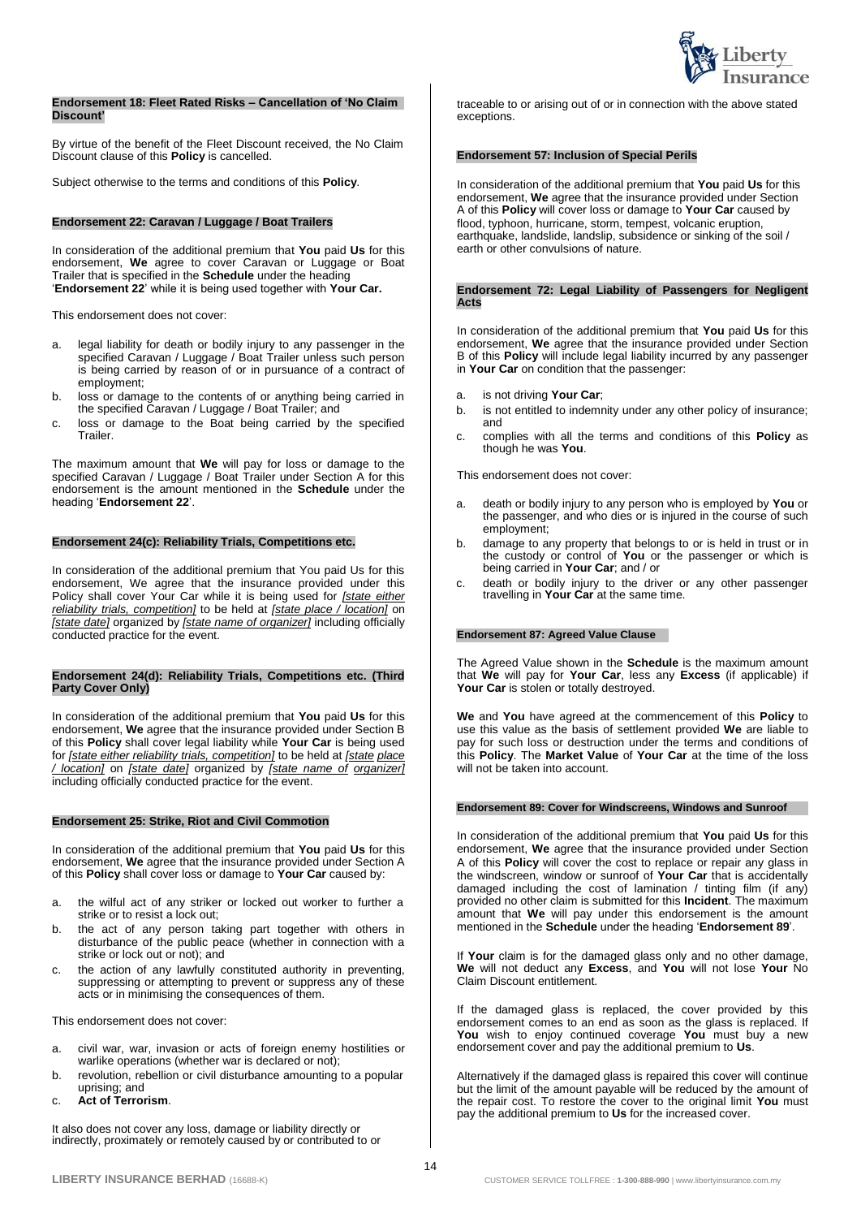**Endorsement 18: Fleet Rated Risks – Cancellation of 'No Claim Discount'**

By virtue of the benefit of the Fleet Discount received, the No Claim Discount clause of this **Policy** is cancelled.

Subject otherwise to the terms and conditions of this **Policy**.

**Endorsement 22: Caravan / Luggage / Boat Trailers**

In consideration of the additional premium that **You** paid **Us** for this endorsement, **We** agree to cover Caravan or Luggage or Boat Trailer that is specified in the **Schedule** under the heading '**Endorsement 22**' while it is being used together with **Your Car.**

This endorsement does not cover:

a. legal liability for death or bodily injury to any passenger in the specified Caravan / Luggage / Boat Trailer unless such person is being carried by reason of or in pursuance of a contract of employment;
b. loss or damage to the contents of or anything being carried in the specified Caravan / Luggage / Boat Trailer; and
c. loss or damage to the Boat being carried by the specified Trailer.

The maximum amount that **We** will pay for loss or damage to the specified Caravan / Luggage / Boat Trailer under Section A for this endorsement is the amount mentioned in the **Schedule** under the heading '**Endorsement 22**'.

**Endorsement 24(c): Reliability Trials, Competitions etc.**

In consideration of the additional premium that You paid Us for this endorsement, We agree that the insurance provided under this Policy shall cover Your Car while it is being used for *[state either reliability trials, competition]* to be held at *[state place / location]* on *[state date]* organized by *[state name of organizer]* including officially conducted practice for the event.

**Endorsement 24(d): Reliability Trials, Competitions etc. (Third Party Cover Only)**

In consideration of the additional premium that **You** paid **Us** for this endorsement, **We** agree that the insurance provided under Section B of this **Policy** shall cover legal liability while **Your Car** is being used for *[state either reliability trials, competition]* to be held at *[state place / location]* on *[state date]* organized by *[state name of organizer]* including officially conducted practice for the event.

**Endorsement 25: Strike, Riot and Civil Commotion**

In consideration of the additional premium that **You** paid **Us** for this endorsement, **We** agree that the insurance provided under Section A of this **Policy** shall cover loss or damage to **Your Car** caused by:

a. the wilful act of any striker or locked out worker to further a strike or to resist a lock out;
b. the act of any person taking part together with others in disturbance of the public peace (whether in connection with a strike or lock out or not); and
c. the action of any lawfully constituted authority in preventing, suppressing or attempting to prevent or suppress any of these acts or in minimising the consequences of them.

This endorsement does not cover:

a. civil war, war, invasion or acts of foreign enemy hostilities or warlike operations (whether war is declared or not);
b. revolution, rebellion or civil disturbance amounting to a popular uprising; and
c. **Act of Terrorism**.

It also does not cover any loss, damage or liability directly or indirectly, proximately or remotely caused by or contributed to or traceable to or arising out of or in connection with the above stated exceptions.

**Endorsement 57: Inclusion of Special Perils**

In consideration of the additional premium that **You** paid **Us** for this endorsement, **We** agree that the insurance provided under Section A of this **Policy** will cover loss or damage to **Your Car** caused by flood, typhoon, hurricane, storm, tempest, volcanic eruption, earthquake, landslide, landslip, subsidence or sinking of the soil / earth or other convulsions of nature.

**Endorsement 72: Legal Liability of Passengers for Negligent Acts**

In consideration of the additional premium that **You** paid **Us** for this endorsement, **We** agree that the insurance provided under Section B of this **Policy** will include legal liability incurred by any passenger in **Your Car** on condition that the passenger:

a. is not driving **Your Car**;
b. is not entitled to indemnity under any other policy of insurance; and
c. complies with all the terms and conditions of this **Policy** as though he was **You**.

This endorsement does not cover:

a. death or bodily injury to any person who is employed by **You** or the passenger, and who dies or is injured in the course of such employment;
b. damage to any property that belongs to or is held in trust or in the custody or control of **You** or the passenger or which is being carried in **Your Car**; and / or
c. death or bodily injury to the driver or any other passenger travelling in **Your Car** at the same time.

**Endorsement 87: Agreed Value Clause**

The Agreed Value shown in the **Schedule** is the maximum amount that **We** will pay for **Your Car**, less any **Excess** (if applicable) if **Your Car** is stolen or totally destroyed.

**We** and **You** have agreed at the commencement of this **Policy** to use this value as the basis of settlement provided **We** are liable to pay for such loss or destruction under the terms and conditions of this **Policy**. The **Market Value** of **Your Car** at the time of the loss will not be taken into account.

**Endorsement 89: Cover for Windscreens, Windows and Sunroof**

In consideration of the additional premium that **You** paid **Us** for this endorsement, **We** agree that the insurance provided under Section A of this **Policy** will cover the cost to replace or repair any glass in the windscreen, window or sunroof of **Your Car** that is accidentally damaged including the cost of lamination / tinting film (if any) provided no other claim is submitted for this **Incident**. The maximum amount that **We** will pay under this endorsement is the amount mentioned in the **Schedule** under the heading '**Endorsement 89**'.

If **Your** claim is for the damaged glass only and no other damage, **We** will not deduct any **Excess**, and **You** will not lose **Your** No Claim Discount entitlement.

If the damaged glass is replaced, the cover provided by this endorsement comes to an end as soon as the glass is replaced. If **You** wish to enjoy continued coverage **You** must buy a new endorsement cover and pay the additional premium to **Us**.

Alternatively if the damaged glass is repaired this cover will continue but the limit of the amount payable will be reduced by the amount of the repair cost. To restore the cover to the original limit **You** must pay the additional premium to **Us** for the increased cover.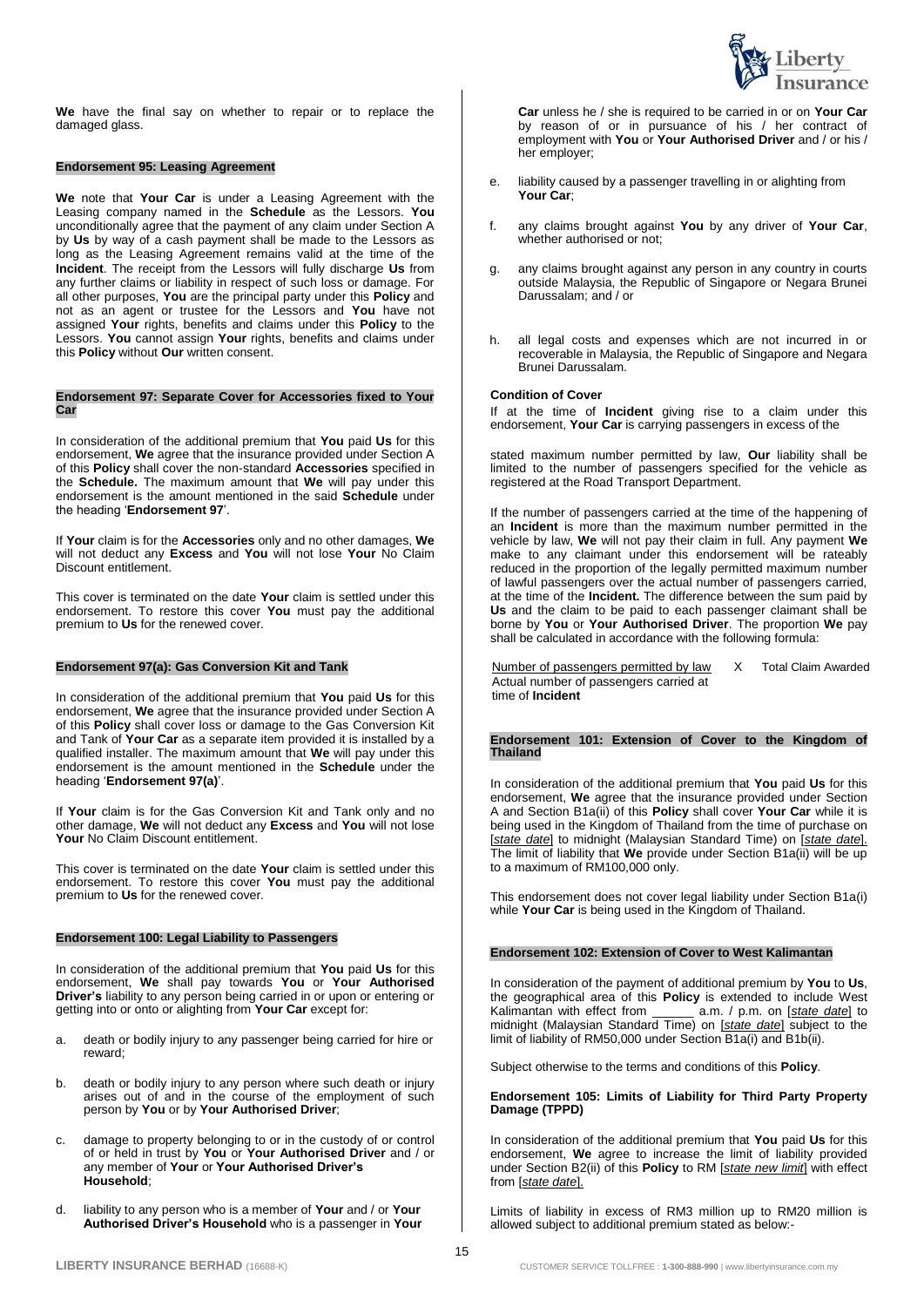**We** have the final say on whether to repair or to replace the damaged glass.

#### Endorsement 95: Leasing Agreement

**We** note that **Your Car** is under a Leasing Agreement with the Leasing company named in the **Schedule** as the Lessors. **You** unconditionally agree that the payment of any claim under Section A by **Us** by way of a cash payment shall be made to the Lessors as long as the Leasing Agreement remains valid at the time of the **Incident**. The receipt from the Lessors will fully discharge **Us** from any further claims or liability in respect of such loss or damage. For all other purposes, **You** are the principal party under this **Policy** and not as an agent or trustee for the Lessors and **You** have not assigned **Your** rights, benefits and claims under this **Policy** to the Lessors. **You** cannot assign **Your** rights, benefits and claims under this **Policy** without **Our** written consent.

#### Endorsement 97: Separate Cover for Accessories fixed to Your Car

In consideration of the additional premium that **You** paid **Us** for this endorsement, **We** agree that the insurance provided under Section A of this **Policy** shall cover the non-standard **Accessories** specified in the **Schedule.** The maximum amount that **We** will pay under this endorsement is the amount mentioned in the said **Schedule** under the heading '**Endorsement 97**'.

If **Your** claim is for the **Accessories** only and no other damages, **We** will not deduct any **Excess** and **You** will not lose **Your** No Claim Discount entitlement.

This cover is terminated on the date **Your** claim is settled under this endorsement. To restore this cover **You** must pay the additional premium to **Us** for the renewed cover.

#### Endorsement 97(a): Gas Conversion Kit and Tank

In consideration of the additional premium that **You** paid **Us** for this endorsement, **We** agree that the insurance provided under Section A of this **Policy** shall cover loss or damage to the Gas Conversion Kit and Tank of **Your Car** as a separate item provided it is installed by a qualified installer. The maximum amount that **We** will pay under this endorsement is the amount mentioned in the **Schedule** under the heading '**Endorsement 97(a)**'.

If **Your** claim is for the Gas Conversion Kit and Tank only and no other damage, **We** will not deduct any **Excess** and **You** will not lose **Your** No Claim Discount entitlement.

This cover is terminated on the date **Your** claim is settled under this endorsement. To restore this cover **You** must pay the additional premium to **Us** for the renewed cover.

#### Endorsement 100: Legal Liability to Passengers

In consideration of the additional premium that **You** paid **Us** for this endorsement, **We** shall pay towards **You** or **Your Authorised Driver's** liability to any person being carried in or upon or entering or getting into or onto or alighting from **Your Car** except for:

a. death or bodily injury to any passenger being carried for hire or reward;
b. death or bodily injury to any person where such death or injury arises out of and in the course of the employment of such person by **You** or by **Your Authorised Driver**;
c. damage to property belonging to or in the custody of or control of or held in trust by **You** or **Your Authorised Driver** and / or any member of **Your** or **Your Authorised Driver's Household**;
d. liability to any person who is a member of **Your** and / or **Your Authorised Driver's Household** who is a passenger in **Your Car** unless he / she is required to be carried in or on **Your Car** by reason of or in pursuance of his / her contract of employment with **You** or **Your Authorised Driver** and / or his / her employer;
e. liability caused by a passenger travelling in or alighting from **Your Car**;
f. any claims brought against **You** by any driver of **Your Car**, whether authorised or not;
g. any claims brought against any person in any country in courts outside Malaysia, the Republic of Singapore or Negara Brunei Darussalam; and / or
h. all legal costs and expenses which are not incurred in or recoverable in Malaysia, the Republic of Singapore and Negara Brunei Darussalam.

**Condition of Cover**

If at the time of **Incident** giving rise to a claim under this endorsement, **Your Car** is carrying passengers in excess of the stated maximum number permitted by law, **Our** liability shall be limited to the number of passengers specified for the vehicle as registered at the Road Transport Department.

If the number of passengers carried at the time of the happening of an **Incident** is more than the maximum number permitted in the vehicle by law, **We** will not pay their claim in full. Any payment **We** make to any claimant under this endorsement will be rateably reduced in the proportion of the legally permitted maximum number of lawful passengers over the actual number of passengers carried, at the time of the **Incident.** The difference between the sum paid by **Us** and the claim to be paid to each passenger claimant shall be borne by **You** or **Your Authorised Driver**. The proportion **We** pay shall be calculated in accordance with the following formula:

$$\frac{\text{Number of passengers permitted by law}}{\text{Actual number of passengers carried at time of Incident}} \times \text{Total Claim Awarded}$$

#### Endorsement 101: Extension of Cover to the Kingdom of Thailand

In consideration of the additional premium that **You** paid **Us** for this endorsement, **We** agree that the insurance provided under Section A and Section B1a(ii) of this **Policy** shall cover **Your Car** while it is being used in the Kingdom of Thailand from the time of purchase on [*state date*] to midnight (Malaysian Standard Time) on [*state date*]. The limit of liability that **We** provide under Section B1a(ii) will be up to a maximum of RM100,000 only.

This endorsement does not cover legal liability under Section B1a(i) while **Your Car** is being used in the Kingdom of Thailand.

#### Endorsement 102: Extension of Cover to West Kalimantan

In consideration of the payment of additional premium by **You** to **Us**, the geographical area of this **Policy** is extended to include West Kalimantan with effect from ______ a.m. / p.m. on [*state date*] to midnight (Malaysian Standard Time) on [*state date*] subject to the limit of liability of RM50,000 under Section B1a(i) and B1b(ii).

Subject otherwise to the terms and conditions of this **Policy**.

#### Endorsement 105: Limits of Liability for Third Party Property Damage (TPPD)

In consideration of the additional premium that **You** paid **Us** for this endorsement, **We** agree to increase the limit of liability provided under Section B2(ii) of this **Policy** to RM [*state new limit*] with effect from [*state date*].

Limits of liability in excess of RM3 million up to RM20 million is allowed subject to additional premium stated as below:-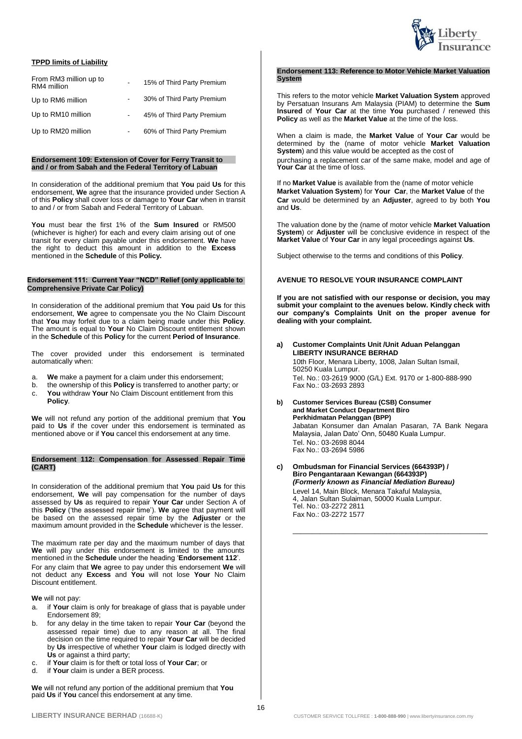**TPPD limits of Liability**

| | | |
|---|---|---|
| From RM3 million up to RM4 million | - | 15% of Third Party Premium |
| Up to RM6 million | - | 30% of Third Party Premium |
| Up to RM10 million | - | 45% of Third Party Premium |
| Up to RM20 million | - | 60% of Third Party Premium |

**Endorsement 109: Extension of Cover for Ferry Transit to and / or from Sabah and the Federal Territory of Labuan**

In consideration of the additional premium that **You** paid **Us** for this endorsement, **We** agree that the insurance provided under Section A of this **Policy** shall cover loss or damage to **Your Car** when in transit to and / or from Sabah and Federal Territory of Labuan.

**You** must bear the first 1% of the **Sum Insured** or RM500 (whichever is higher) for each and every claim arising out of one transit for every claim payable under this endorsement. **We** have the right to deduct this amount in addition to the **Excess** mentioned in the **Schedule** of this **Policy.**

**Endorsement 111: Current Year "NCD" Relief (only applicable to Comprehensive Private Car Policy)**

In consideration of the additional premium that **You** paid **Us** for this endorsement, **We** agree to compensate you the No Claim Discount that **You** may forfeit due to a claim being made under this **Policy**. The amount is equal to **Your** No Claim Discount entitlement shown in the **Schedule** of this **Policy** for the current **Period of Insurance**.

The cover provided under this endorsement is terminated automatically when:

a. **We** make a payment for a claim under this endorsement;
b. the ownership of this **Policy** is transferred to another party; or
c. **You** withdraw **Your** No Claim Discount entitlement from this **Policy**.

**We** will not refund any portion of the additional premium that **You** paid to **Us** if the cover under this endorsement is terminated as mentioned above or if **You** cancel this endorsement at any time.

**Endorsement 112: Compensation for Assessed Repair Time (CART)**

In consideration of the additional premium that **You** paid **Us** for this endorsement, **We** will pay compensation for the number of days assessed by **Us** as required to repair **Your Car** under Section A of this **Policy** ('the assessed repair time'). **We** agree that payment will be based on the assessed repair time by the **Adjuster** or the maximum amount provided in the **Schedule** whichever is the lesser.

The maximum rate per day and the maximum number of days that **We** will pay under this endorsement is limited to the amounts mentioned in the **Schedule** under the heading '**Endorsement 112**'.
For any claim that **We** agree to pay under this endorsement **We** will not deduct any **Excess** and **You** will not lose **Your** No Claim Discount entitlement.

**We** will not pay:

a. if **Your** claim is only for breakage of glass that is payable under Endorsement 89;
b. for any delay in the time taken to repair **Your Car** (beyond the assessed repair time) due to any reason at all. The final decision on the time required to repair **Your Car** will be decided by **Us** irrespective of whether **Your** claim is lodged directly with **Us** or against a third party;
c. if **Your** claim is for theft or total loss of **Your Car**; or
d. if **Your** claim is under a BER process.

**We** will not refund any portion of the additional premium that **You** paid **Us** if **You** cancel this endorsement at any time.

**Endorsement 113: Reference to Motor Vehicle Market Valuation System**

This refers to the motor vehicle **Market Valuation System** approved by Persatuan Insurans Am Malaysia (PIAM) to determine the **Sum Insured** of **Your Car** at the time **You** purchased / renewed this **Policy** as well as the **Market Value** at the time of the loss.

When a claim is made, the **Market Value** of **Your Car** would be determined by the (name of motor vehicle **Market Valuation System**) and this value would be accepted as the cost of purchasing a replacement car of the same make, model and age of **Your Car** at the time of loss.

If no **Market Value** is available from the (name of motor vehicle **Market Valuation System**) for **Your Car**, the **Market Value** of the **Car** would be determined by an **Adjuster**, agreed to by both **You** and **Us**.

The valuation done by the (name of motor vehicle **Market Valuation System**) or **Adjuster** will be conclusive evidence in respect of the **Market Value** of **Your Car** in any legal proceedings against **Us**.

Subject otherwise to the terms and conditions of this **Policy**.

**AVENUE TO RESOLVE YOUR INSURANCE COMPLAINT**

**If you are not satisfied with our response or decision, you may submit your complaint to the avenues below. Kindly check with our company's Complaints Unit on the proper avenue for dealing with your complaint.**

a) **Customer Complaints Unit /Unit Aduan Pelanggan**
**LIBERTY INSURANCE BERHAD**
10th Floor, Menara Liberty, 1008, Jalan Sultan Ismail,
50250 Kuala Lumpur.
Tel. No.: 03-2619 9000 (G/L) Ext. 9170 or 1-800-888-990
Fax No.: 03-2693 2893

b) **Customer Services Bureau (CSB) Consumer and Market Conduct Department Biro Perkhidmatan Pelanggan (BPP)**
Jabatan Konsumer dan Amalan Pasaran, 7A Bank Negara Malaysia, Jalan Dato' Onn, 50480 Kuala Lumpur.
Tel. No.: 03-2698 8044
Fax No.: 03-2694 5986

c) **Ombudsman for Financial Services (664393P) / Biro Pengantaraan Kewangan (664393P)**
***(Formerly known as Financial Mediation Bureau)***
Level 14, Main Block, Menara Takaful Malaysia,
4, Jalan Sultan Sulaiman, 50000 Kuala Lumpur.
Tel. No.: 03-2272 2811
Fax No.: 03-2272 1577